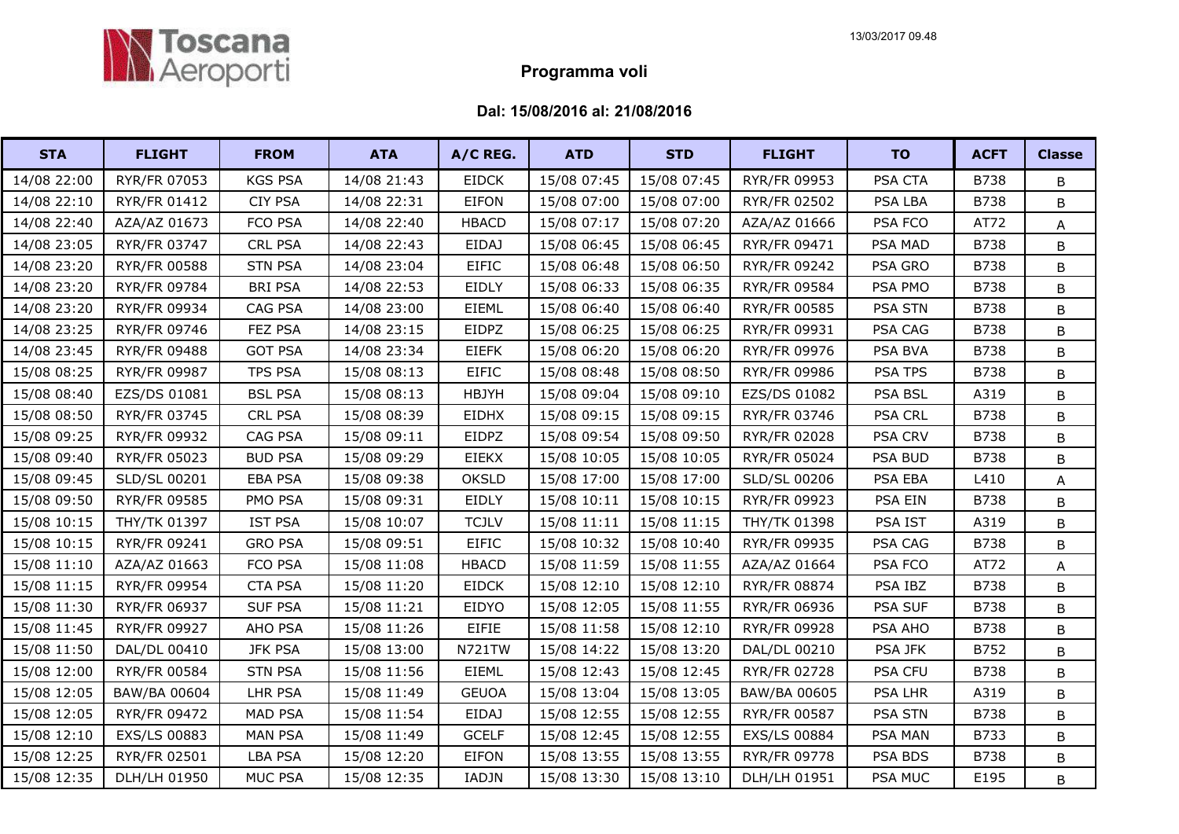Toscana Aeroporti

13/03/2017 09.48

# Programma voli

## Dal: 15/08/2016 al: 21/08/2016

| STA | FLIGHT | FROM | ATA | A/C REG. | ATD | STD | FLIGHT | TO | ACFT | Classe |
|---|---|---|---|---|---|---|---|---|---|---|
| 14/08 22:00 | RYR/FR 07053 | KGS PSA | 14/08 21:43 | EIDCK | 15/08 07:45 | 15/08 07:45 | RYR/FR 09953 | PSA CTA | B738 | B |
| 14/08 22:10 | RYR/FR 01412 | CIY PSA | 14/08 22:31 | EIFON | 15/08 07:00 | 15/08 07:00 | RYR/FR 02502 | PSA LBA | B738 | B |
| 14/08 22:40 | AZA/AZ 01673 | FCO PSA | 14/08 22:40 | HBACD | 15/08 07:17 | 15/08 07:20 | AZA/AZ 01666 | PSA FCO | AT72 | A |
| 14/08 23:05 | RYR/FR 03747 | CRL PSA | 14/08 22:43 | EIDAJ | 15/08 06:45 | 15/08 06:45 | RYR/FR 09471 | PSA MAD | B738 | B |
| 14/08 23:20 | RYR/FR 00588 | STN PSA | 14/08 23:04 | EIFIC | 15/08 06:48 | 15/08 06:50 | RYR/FR 09242 | PSA GRO | B738 | B |
| 14/08 23:20 | RYR/FR 09784 | BRI PSA | 14/08 22:53 | EIDLY | 15/08 06:33 | 15/08 06:35 | RYR/FR 09584 | PSA PMO | B738 | B |
| 14/08 23:20 | RYR/FR 09934 | CAG PSA | 14/08 23:00 | EIEML | 15/08 06:40 | 15/08 06:40 | RYR/FR 00585 | PSA STN | B738 | B |
| 14/08 23:25 | RYR/FR 09746 | FEZ PSA | 14/08 23:15 | EIDPZ | 15/08 06:25 | 15/08 06:25 | RYR/FR 09931 | PSA CAG | B738 | B |
| 14/08 23:45 | RYR/FR 09488 | GOT PSA | 14/08 23:34 | EIEFK | 15/08 06:20 | 15/08 06:20 | RYR/FR 09976 | PSA BVA | B738 | B |
| 15/08 08:25 | RYR/FR 09987 | TPS PSA | 15/08 08:13 | EIFIC | 15/08 08:48 | 15/08 08:50 | RYR/FR 09986 | PSA TPS | B738 | B |
| 15/08 08:40 | EZS/DS 01081 | BSL PSA | 15/08 08:13 | HBJYH | 15/08 09:04 | 15/08 09:10 | EZS/DS 01082 | PSA BSL | A319 | B |
| 15/08 08:50 | RYR/FR 03745 | CRL PSA | 15/08 08:39 | EIDHX | 15/08 09:15 | 15/08 09:15 | RYR/FR 03746 | PSA CRL | B738 | B |
| 15/08 09:25 | RYR/FR 09932 | CAG PSA | 15/08 09:11 | EIDPZ | 15/08 09:54 | 15/08 09:50 | RYR/FR 02028 | PSA CRV | B738 | B |
| 15/08 09:40 | RYR/FR 05023 | BUD PSA | 15/08 09:29 | EIEKX | 15/08 10:05 | 15/08 10:05 | RYR/FR 05024 | PSA BUD | B738 | B |
| 15/08 09:45 | SLD/SL 00201 | EBA PSA | 15/08 09:38 | OKSLD | 15/08 17:00 | 15/08 17:00 | SLD/SL 00206 | PSA EBA | L410 | A |
| 15/08 09:50 | RYR/FR 09585 | PMO PSA | 15/08 09:31 | EIDLY | 15/08 10:11 | 15/08 10:15 | RYR/FR 09923 | PSA EIN | B738 | B |
| 15/08 10:15 | THY/TK 01397 | IST PSA | 15/08 10:07 | TCJLV | 15/08 11:11 | 15/08 11:15 | THY/TK 01398 | PSA IST | A319 | B |
| 15/08 10:15 | RYR/FR 09241 | GRO PSA | 15/08 09:51 | EIFIC | 15/08 10:32 | 15/08 10:40 | RYR/FR 09935 | PSA CAG | B738 | B |
| 15/08 11:10 | AZA/AZ 01663 | FCO PSA | 15/08 11:08 | HBACD | 15/08 11:59 | 15/08 11:55 | AZA/AZ 01664 | PSA FCO | AT72 | A |
| 15/08 11:15 | RYR/FR 09954 | CTA PSA | 15/08 11:20 | EIDCK | 15/08 12:10 | 15/08 12:10 | RYR/FR 08874 | PSA IBZ | B738 | B |
| 15/08 11:30 | RYR/FR 06937 | SUF PSA | 15/08 11:21 | EIDYO | 15/08 12:05 | 15/08 11:55 | RYR/FR 06936 | PSA SUF | B738 | B |
| 15/08 11:45 | RYR/FR 09927 | AHO PSA | 15/08 11:26 | EIFIE | 15/08 11:58 | 15/08 12:10 | RYR/FR 09928 | PSA AHO | B738 | B |
| 15/08 11:50 | DAL/DL 00410 | JFK PSA | 15/08 13:00 | N721TW | 15/08 14:22 | 15/08 13:20 | DAL/DL 00210 | PSA JFK | B752 | B |
| 15/08 12:00 | RYR/FR 00584 | STN PSA | 15/08 11:56 | EIEML | 15/08 12:43 | 15/08 12:45 | RYR/FR 02728 | PSA CFU | B738 | B |
| 15/08 12:05 | BAW/BA 00604 | LHR PSA | 15/08 11:49 | GEUOA | 15/08 13:04 | 15/08 13:05 | BAW/BA 00605 | PSA LHR | A319 | B |
| 15/08 12:05 | RYR/FR 09472 | MAD PSA | 15/08 11:54 | EIDAJ | 15/08 12:55 | 15/08 12:55 | RYR/FR 00587 | PSA STN | B738 | B |
| 15/08 12:10 | EXS/LS 00883 | MAN PSA | 15/08 11:49 | GCELF | 15/08 12:45 | 15/08 12:55 | EXS/LS 00884 | PSA MAN | B733 | B |
| 15/08 12:25 | RYR/FR 02501 | LBA PSA | 15/08 12:20 | EIFON | 15/08 13:55 | 15/08 13:55 | RYR/FR 09778 | PSA BDS | B738 | B |
| 15/08 12:35 | DLH/LH 01950 | MUC PSA | 15/08 12:35 | IADJN | 15/08 13:30 | 15/08 13:10 | DLH/LH 01951 | PSA MUC | E195 | B |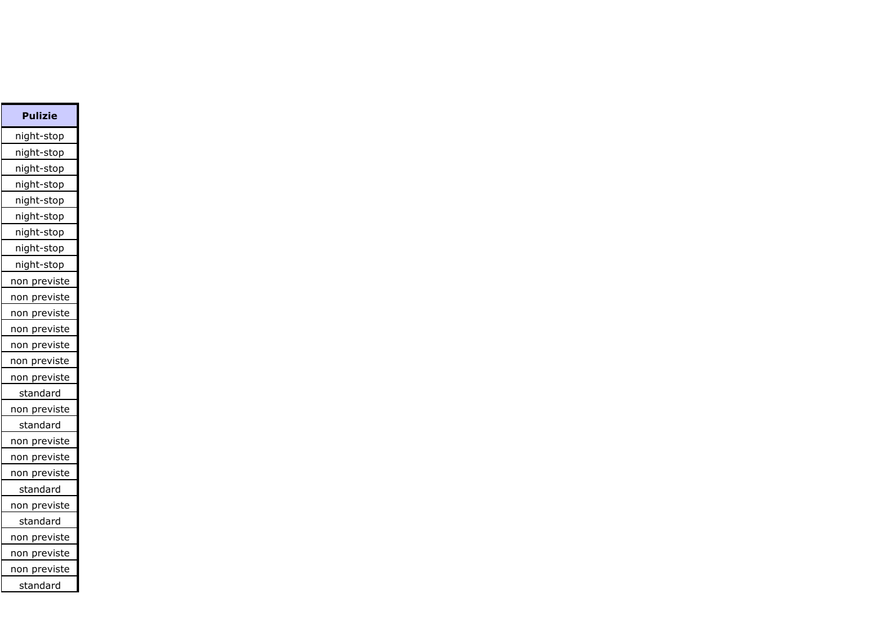| Pulizie |
| --- |
| night-stop |
| night-stop |
| night-stop |
| night-stop |
| night-stop |
| night-stop |
| night-stop |
| night-stop |
| night-stop |
| non previste |
| non previste |
| non previste |
| non previste |
| non previste |
| non previste |
| non previste |
| standard |
| non previste |
| standard |
| non previste |
| non previste |
| non previste |
| standard |
| non previste |
| standard |
| non previste |
| non previste |
| non previste |
| standard |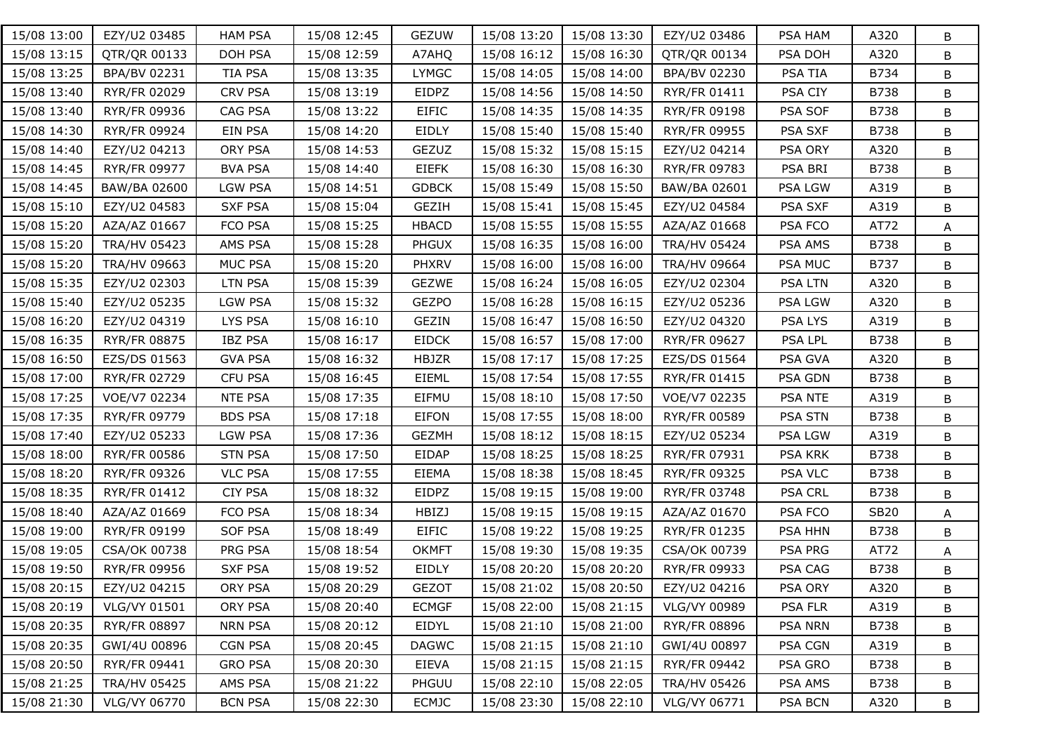| | | | | | | | | | | |
|---|---|---|---|---|---|---|---|---|---|---|
| 15/08 13:00 | EZY/U2 03485 | HAM PSA | 15/08 12:45 | GEZUW | 15/08 13:20 | 15/08 13:30 | EZY/U2 03486 | PSA HAM | A320 | B |
| 15/08 13:15 | QTR/QR 00133 | DOH PSA | 15/08 12:59 | A7AHQ | 15/08 16:12 | 15/08 16:30 | QTR/QR 00134 | PSA DOH | A320 | B |
| 15/08 13:25 | BPA/BV 02231 | TIA PSA | 15/08 13:35 | LYMGC | 15/08 14:05 | 15/08 14:00 | BPA/BV 02230 | PSA TIA | B734 | B |
| 15/08 13:40 | RYR/FR 02029 | CRV PSA | 15/08 13:19 | EIDPZ | 15/08 14:56 | 15/08 14:50 | RYR/FR 01411 | PSA CIY | B738 | B |
| 15/08 13:40 | RYR/FR 09936 | CAG PSA | 15/08 13:22 | EIFIC | 15/08 14:35 | 15/08 14:35 | RYR/FR 09198 | PSA SOF | B738 | B |
| 15/08 14:30 | RYR/FR 09924 | EIN PSA | 15/08 14:20 | EIDLY | 15/08 15:40 | 15/08 15:40 | RYR/FR 09955 | PSA SXF | B738 | B |
| 15/08 14:40 | EZY/U2 04213 | ORY PSA | 15/08 14:53 | GEZUZ | 15/08 15:32 | 15/08 15:15 | EZY/U2 04214 | PSA ORY | A320 | B |
| 15/08 14:45 | RYR/FR 09977 | BVA PSA | 15/08 14:40 | EIEFK | 15/08 16:30 | 15/08 16:30 | RYR/FR 09783 | PSA BRI | B738 | B |
| 15/08 14:45 | BAW/BA 02600 | LGW PSA | 15/08 14:51 | GDBCK | 15/08 15:49 | 15/08 15:50 | BAW/BA 02601 | PSA LGW | A319 | B |
| 15/08 15:10 | EZY/U2 04583 | SXF PSA | 15/08 15:04 | GEZIH | 15/08 15:41 | 15/08 15:45 | EZY/U2 04584 | PSA SXF | A319 | B |
| 15/08 15:20 | AZA/AZ 01667 | FCO PSA | 15/08 15:25 | HBACD | 15/08 15:55 | 15/08 15:55 | AZA/AZ 01668 | PSA FCO | AT72 | A |
| 15/08 15:20 | TRA/HV 05423 | AMS PSA | 15/08 15:28 | PHGUX | 15/08 16:35 | 15/08 16:00 | TRA/HV 05424 | PSA AMS | B738 | B |
| 15/08 15:20 | TRA/HV 09663 | MUC PSA | 15/08 15:20 | PHXRV | 15/08 16:00 | 15/08 16:00 | TRA/HV 09664 | PSA MUC | B737 | B |
| 15/08 15:35 | EZY/U2 02303 | LTN PSA | 15/08 15:39 | GEZWE | 15/08 16:24 | 15/08 16:05 | EZY/U2 02304 | PSA LTN | A320 | B |
| 15/08 15:40 | EZY/U2 05235 | LGW PSA | 15/08 15:32 | GEZPO | 15/08 16:28 | 15/08 16:15 | EZY/U2 05236 | PSA LGW | A320 | B |
| 15/08 16:20 | EZY/U2 04319 | LYS PSA | 15/08 16:10 | GEZIN | 15/08 16:47 | 15/08 16:50 | EZY/U2 04320 | PSA LYS | A319 | B |
| 15/08 16:35 | RYR/FR 08875 | IBZ PSA | 15/08 16:17 | EIDCK | 15/08 16:57 | 15/08 17:00 | RYR/FR 09627 | PSA LPL | B738 | B |
| 15/08 16:50 | EZS/DS 01563 | GVA PSA | 15/08 16:32 | HBJZR | 15/08 17:17 | 15/08 17:25 | EZS/DS 01564 | PSA GVA | A320 | B |
| 15/08 17:00 | RYR/FR 02729 | CFU PSA | 15/08 16:45 | EIEML | 15/08 17:54 | 15/08 17:55 | RYR/FR 01415 | PSA GDN | B738 | B |
| 15/08 17:25 | VOE/V7 02234 | NTE PSA | 15/08 17:35 | EIFMU | 15/08 18:10 | 15/08 17:50 | VOE/V7 02235 | PSA NTE | A319 | B |
| 15/08 17:35 | RYR/FR 09779 | BDS PSA | 15/08 17:18 | EIFON | 15/08 17:55 | 15/08 18:00 | RYR/FR 00589 | PSA STN | B738 | B |
| 15/08 17:40 | EZY/U2 05233 | LGW PSA | 15/08 17:36 | GEZMH | 15/08 18:12 | 15/08 18:15 | EZY/U2 05234 | PSA LGW | A319 | B |
| 15/08 18:00 | RYR/FR 00586 | STN PSA | 15/08 17:50 | EIDAP | 15/08 18:25 | 15/08 18:25 | RYR/FR 07931 | PSA KRK | B738 | B |
| 15/08 18:20 | RYR/FR 09326 | VLC PSA | 15/08 17:55 | EIEMA | 15/08 18:38 | 15/08 18:45 | RYR/FR 09325 | PSA VLC | B738 | B |
| 15/08 18:35 | RYR/FR 01412 | CIY PSA | 15/08 18:32 | EIDPZ | 15/08 19:15 | 15/08 19:00 | RYR/FR 03748 | PSA CRL | B738 | B |
| 15/08 18:40 | AZA/AZ 01669 | FCO PSA | 15/08 18:34 | HBIZJ | 15/08 19:15 | 15/08 19:15 | AZA/AZ 01670 | PSA FCO | SB20 | A |
| 15/08 19:00 | RYR/FR 09199 | SOF PSA | 15/08 18:49 | EIFIC | 15/08 19:22 | 15/08 19:25 | RYR/FR 01235 | PSA HHN | B738 | B |
| 15/08 19:05 | CSA/OK 00738 | PRG PSA | 15/08 18:54 | OKMFT | 15/08 19:30 | 15/08 19:35 | CSA/OK 00739 | PSA PRG | AT72 | A |
| 15/08 19:50 | RYR/FR 09956 | SXF PSA | 15/08 19:52 | EIDLY | 15/08 20:20 | 15/08 20:20 | RYR/FR 09933 | PSA CAG | B738 | B |
| 15/08 20:15 | EZY/U2 04215 | ORY PSA | 15/08 20:29 | GEZOT | 15/08 21:02 | 15/08 20:50 | EZY/U2 04216 | PSA ORY | A320 | B |
| 15/08 20:19 | VLG/VY 01501 | ORY PSA | 15/08 20:40 | ECMGF | 15/08 22:00 | 15/08 21:15 | VLG/VY 00989 | PSA FLR | A319 | B |
| 15/08 20:35 | RYR/FR 08897 | NRN PSA | 15/08 20:12 | EIDYL | 15/08 21:10 | 15/08 21:00 | RYR/FR 08896 | PSA NRN | B738 | B |
| 15/08 20:35 | GWI/4U 00896 | CGN PSA | 15/08 20:45 | DAGWC | 15/08 21:15 | 15/08 21:10 | GWI/4U 00897 | PSA CGN | A319 | B |
| 15/08 20:50 | RYR/FR 09441 | GRO PSA | 15/08 20:30 | EIEVA | 15/08 21:15 | 15/08 21:15 | RYR/FR 09442 | PSA GRO | B738 | B |
| 15/08 21:25 | TRA/HV 05425 | AMS PSA | 15/08 21:22 | PHGUU | 15/08 22:10 | 15/08 22:05 | TRA/HV 05426 | PSA AMS | B738 | B |
| 15/08 21:30 | VLG/VY 06770 | BCN PSA | 15/08 22:30 | ECMJC | 15/08 23:30 | 15/08 22:10 | VLG/VY 06771 | PSA BCN | A320 | B |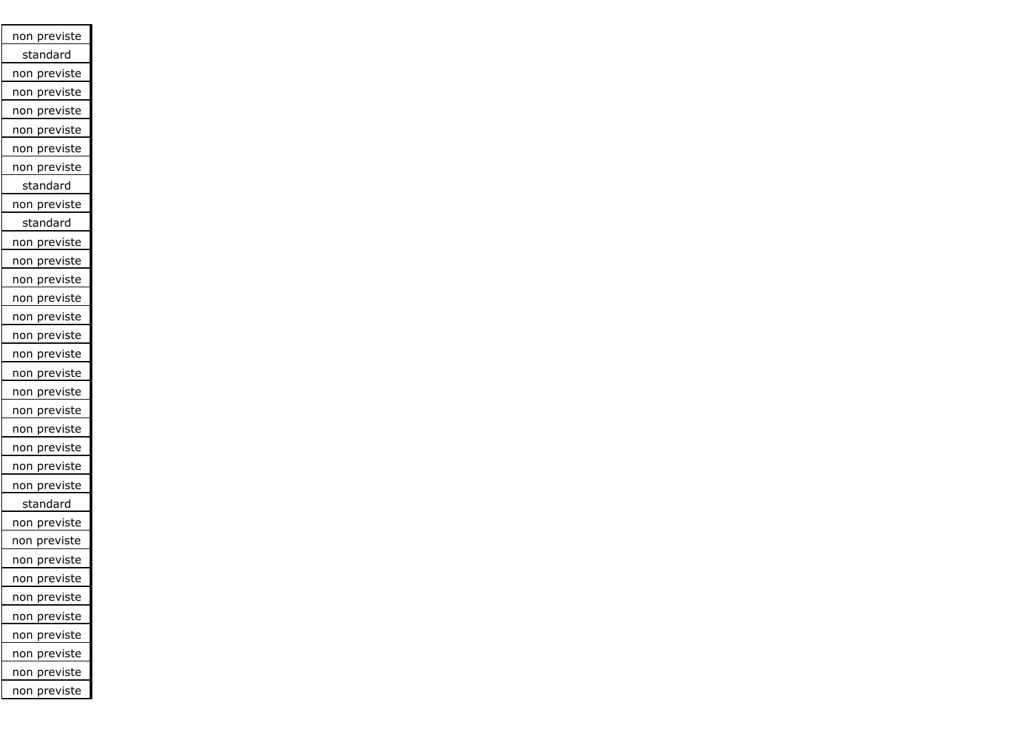| |
|---|
| non previste |
| standard |
| non previste |
| non previste |
| non previste |
| non previste |
| non previste |
| non previste |
| standard |
| non previste |
| standard |
| non previste |
| non previste |
| non previste |
| non previste |
| non previste |
| non previste |
| non previste |
| non previste |
| non previste |
| non previste |
| non previste |
| non previste |
| non previste |
| non previste |
| standard |
| non previste |
| non previste |
| non previste |
| non previste |
| non previste |
| non previste |
| non previste |
| non previste |
| non previste |
| non previste |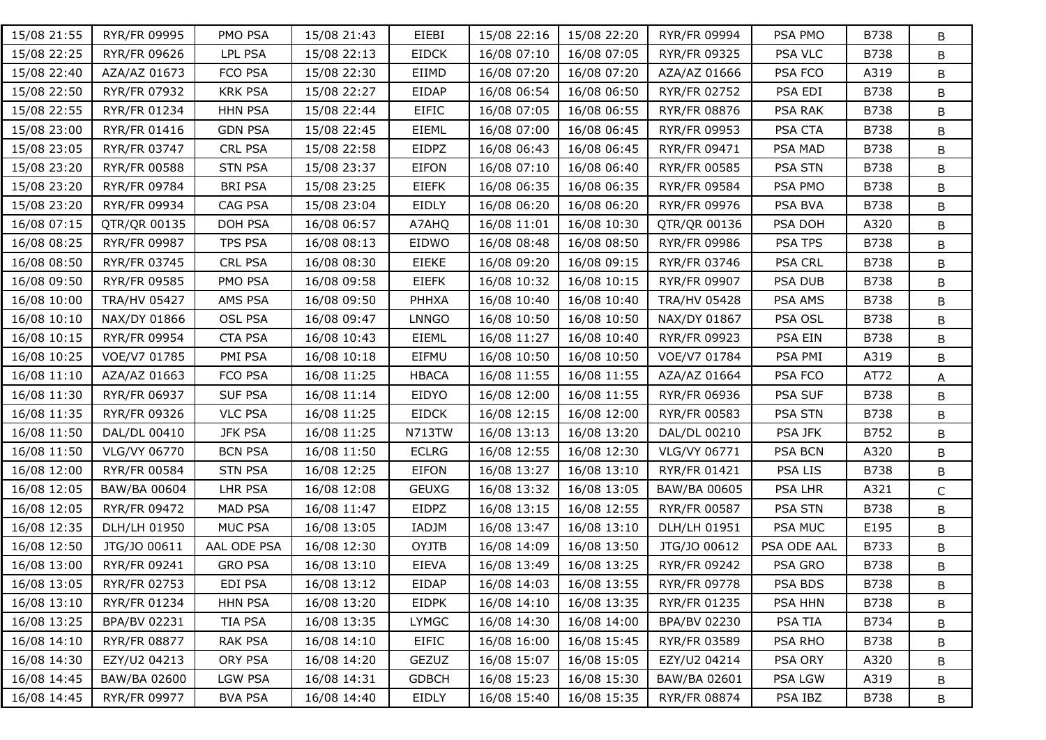| 15/08 21:55 | RYR/FR 09995 | PMO PSA | 15/08 21:43 | EIEBI | 15/08 22:16 | 15/08 22:20 | RYR/FR 09994 | PSA PMO | B738 | B |
|---|---|---|---|---|---|---|---|---|---|---|
| 15/08 22:25 | RYR/FR 09626 | LPL PSA | 15/08 22:13 | EIDCK | 16/08 07:10 | 16/08 07:05 | RYR/FR 09325 | PSA VLC | B738 | B |
| 15/08 22:40 | AZA/AZ 01673 | FCO PSA | 15/08 22:30 | EIIMD | 16/08 07:20 | 16/08 07:20 | AZA/AZ 01666 | PSA FCO | A319 | B |
| 15/08 22:50 | RYR/FR 07932 | KRK PSA | 15/08 22:27 | EIDAP | 16/08 06:54 | 16/08 06:50 | RYR/FR 02752 | PSA EDI | B738 | B |
| 15/08 22:55 | RYR/FR 01234 | HHN PSA | 15/08 22:44 | EIFIC | 16/08 07:05 | 16/08 06:55 | RYR/FR 08876 | PSA RAK | B738 | B |
| 15/08 23:00 | RYR/FR 01416 | GDN PSA | 15/08 22:45 | EIEML | 16/08 07:00 | 16/08 06:45 | RYR/FR 09953 | PSA CTA | B738 | B |
| 15/08 23:05 | RYR/FR 03747 | CRL PSA | 15/08 22:58 | EIDPZ | 16/08 06:43 | 16/08 06:45 | RYR/FR 09471 | PSA MAD | B738 | B |
| 15/08 23:20 | RYR/FR 00588 | STN PSA | 15/08 23:37 | EIFON | 16/08 07:10 | 16/08 06:40 | RYR/FR 00585 | PSA STN | B738 | B |
| 15/08 23:20 | RYR/FR 09784 | BRI PSA | 15/08 23:25 | EIEFK | 16/08 06:35 | 16/08 06:35 | RYR/FR 09584 | PSA PMO | B738 | B |
| 15/08 23:20 | RYR/FR 09934 | CAG PSA | 15/08 23:04 | EIDLY | 16/08 06:20 | 16/08 06:20 | RYR/FR 09976 | PSA BVA | B738 | B |
| 16/08 07:15 | QTR/QR 00135 | DOH PSA | 16/08 06:57 | A7AHQ | 16/08 11:01 | 16/08 10:30 | QTR/QR 00136 | PSA DOH | A320 | B |
| 16/08 08:25 | RYR/FR 09987 | TPS PSA | 16/08 08:13 | EIDWO | 16/08 08:48 | 16/08 08:50 | RYR/FR 09986 | PSA TPS | B738 | B |
| 16/08 08:50 | RYR/FR 03745 | CRL PSA | 16/08 08:30 | EIEKE | 16/08 09:20 | 16/08 09:15 | RYR/FR 03746 | PSA CRL | B738 | B |
| 16/08 09:50 | RYR/FR 09585 | PMO PSA | 16/08 09:58 | EIEFK | 16/08 10:32 | 16/08 10:15 | RYR/FR 09907 | PSA DUB | B738 | B |
| 16/08 10:00 | TRA/HV 05427 | AMS PSA | 16/08 09:50 | PHHXA | 16/08 10:40 | 16/08 10:40 | TRA/HV 05428 | PSA AMS | B738 | B |
| 16/08 10:10 | NAX/DY 01866 | OSL PSA | 16/08 09:47 | LNNGO | 16/08 10:50 | 16/08 10:50 | NAX/DY 01867 | PSA OSL | B738 | B |
| 16/08 10:15 | RYR/FR 09954 | CTA PSA | 16/08 10:43 | EIEML | 16/08 11:27 | 16/08 10:40 | RYR/FR 09923 | PSA EIN | B738 | B |
| 16/08 10:25 | VOE/V7 01785 | PMI PSA | 16/08 10:18 | EIFMU | 16/08 10:50 | 16/08 10:50 | VOE/V7 01784 | PSA PMI | A319 | B |
| 16/08 11:10 | AZA/AZ 01663 | FCO PSA | 16/08 11:25 | HBACA | 16/08 11:55 | 16/08 11:55 | AZA/AZ 01664 | PSA FCO | AT72 | A |
| 16/08 11:30 | RYR/FR 06937 | SUF PSA | 16/08 11:14 | EIDYO | 16/08 12:00 | 16/08 11:55 | RYR/FR 06936 | PSA SUF | B738 | B |
| 16/08 11:35 | RYR/FR 09326 | VLC PSA | 16/08 11:25 | EIDCK | 16/08 12:15 | 16/08 12:00 | RYR/FR 00583 | PSA STN | B738 | B |
| 16/08 11:50 | DAL/DL 00410 | JFK PSA | 16/08 11:25 | N713TW | 16/08 13:13 | 16/08 13:20 | DAL/DL 00210 | PSA JFK | B752 | B |
| 16/08 11:50 | VLG/VY 06770 | BCN PSA | 16/08 11:50 | ECLRG | 16/08 12:55 | 16/08 12:30 | VLG/VY 06771 | PSA BCN | A320 | B |
| 16/08 12:00 | RYR/FR 00584 | STN PSA | 16/08 12:25 | EIFON | 16/08 13:27 | 16/08 13:10 | RYR/FR 01421 | PSA LIS | B738 | B |
| 16/08 12:05 | BAW/BA 00604 | LHR PSA | 16/08 12:08 | GEUXG | 16/08 13:32 | 16/08 13:05 | BAW/BA 00605 | PSA LHR | A321 | C |
| 16/08 12:05 | RYR/FR 09472 | MAD PSA | 16/08 11:47 | EIDPZ | 16/08 13:15 | 16/08 12:55 | RYR/FR 00587 | PSA STN | B738 | B |
| 16/08 12:35 | DLH/LH 01950 | MUC PSA | 16/08 13:05 | IADJM | 16/08 13:47 | 16/08 13:10 | DLH/LH 01951 | PSA MUC | E195 | B |
| 16/08 12:50 | JTG/JO 00611 | AAL ODE PSA | 16/08 12:30 | OYJTB | 16/08 14:09 | 16/08 13:50 | JTG/JO 00612 | PSA ODE AAL | B733 | B |
| 16/08 13:00 | RYR/FR 09241 | GRO PSA | 16/08 13:10 | EIEVA | 16/08 13:49 | 16/08 13:25 | RYR/FR 09242 | PSA GRO | B738 | B |
| 16/08 13:05 | RYR/FR 02753 | EDI PSA | 16/08 13:12 | EIDAP | 16/08 14:03 | 16/08 13:55 | RYR/FR 09778 | PSA BDS | B738 | B |
| 16/08 13:10 | RYR/FR 01234 | HHN PSA | 16/08 13:20 | EIDPK | 16/08 14:10 | 16/08 13:35 | RYR/FR 01235 | PSA HHN | B738 | B |
| 16/08 13:25 | BPA/BV 02231 | TIA PSA | 16/08 13:35 | LYMGC | 16/08 14:30 | 16/08 14:00 | BPA/BV 02230 | PSA TIA | B734 | B |
| 16/08 14:10 | RYR/FR 08877 | RAK PSA | 16/08 14:10 | EIFIC | 16/08 16:00 | 16/08 15:45 | RYR/FR 03589 | PSA RHO | B738 | B |
| 16/08 14:30 | EZY/U2 04213 | ORY PSA | 16/08 14:20 | GEZUZ | 16/08 15:07 | 16/08 15:05 | EZY/U2 04214 | PSA ORY | A320 | B |
| 16/08 14:45 | BAW/BA 02600 | LGW PSA | 16/08 14:31 | GDBCH | 16/08 15:23 | 16/08 15:30 | BAW/BA 02601 | PSA LGW | A319 | B |
| 16/08 14:45 | RYR/FR 09977 | BVA PSA | 16/08 14:40 | EIDLY | 16/08 15:40 | 16/08 15:35 | RYR/FR 08874 | PSA IBZ | B738 | B |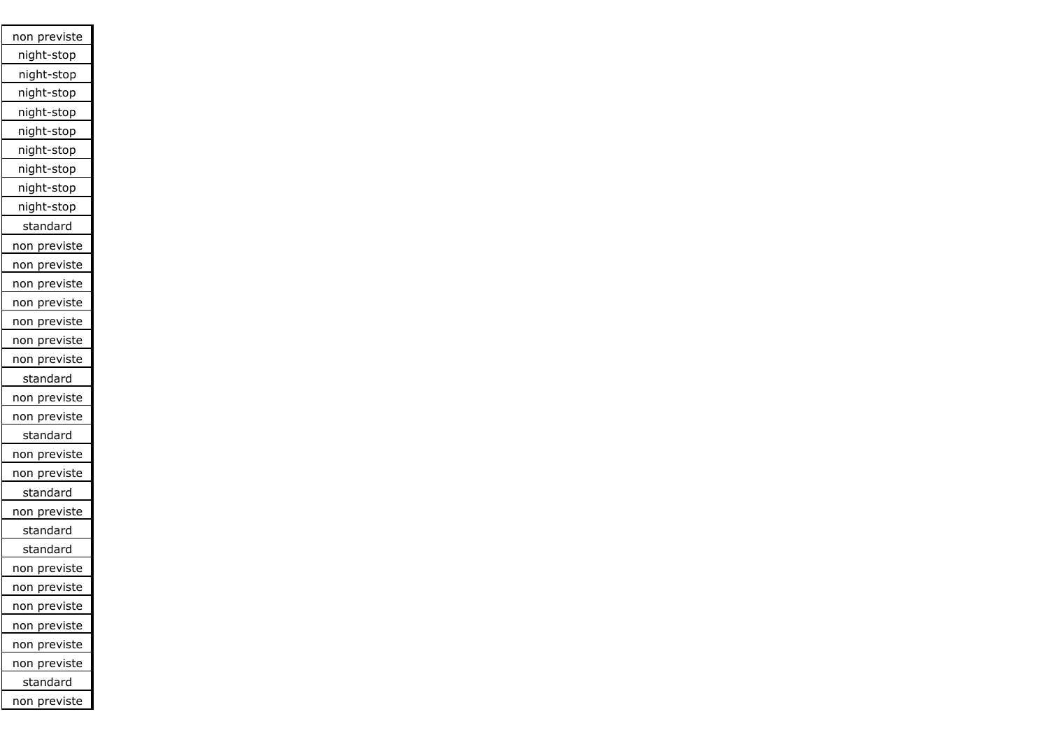| non previste |
| --- |
| night-stop |
| night-stop |
| night-stop |
| night-stop |
| night-stop |
| night-stop |
| night-stop |
| night-stop |
| night-stop |
| standard |
| non previste |
| non previste |
| non previste |
| non previste |
| non previste |
| non previste |
| non previste |
| standard |
| non previste |
| non previste |
| standard |
| non previste |
| non previste |
| standard |
| non previste |
| standard |
| standard |
| non previste |
| non previste |
| non previste |
| non previste |
| non previste |
| non previste |
| standard |
| non previste |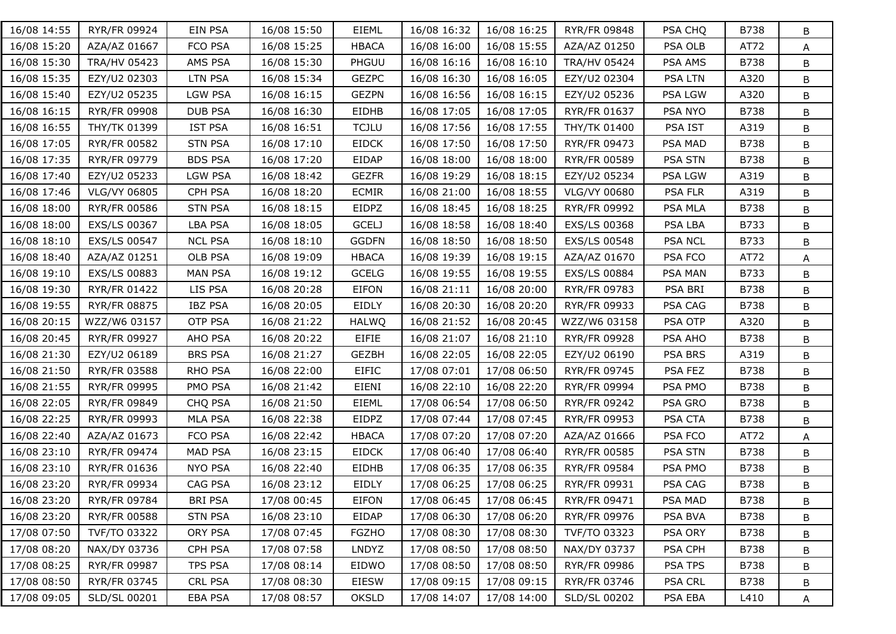| | | | | | | | | | | |
|---|---|---|---|---|---|---|---|---|---|---|
| 16/08 14:55 | RYR/FR 09924 | EIN PSA | 16/08 15:50 | EIEML | 16/08 16:32 | 16/08 16:25 | RYR/FR 09848 | PSA CHQ | B738 | B |
| 16/08 15:20 | AZA/AZ 01667 | FCO PSA | 16/08 15:25 | HBACA | 16/08 16:00 | 16/08 15:55 | AZA/AZ 01250 | PSA OLB | AT72 | A |
| 16/08 15:30 | TRA/HV 05423 | AMS PSA | 16/08 15:30 | PHGUU | 16/08 16:16 | 16/08 16:10 | TRA/HV 05424 | PSA AMS | B738 | B |
| 16/08 15:35 | EZY/U2 02303 | LTN PSA | 16/08 15:34 | GEZPC | 16/08 16:30 | 16/08 16:05 | EZY/U2 02304 | PSA LTN | A320 | B |
| 16/08 15:40 | EZY/U2 05235 | LGW PSA | 16/08 16:15 | GEZPN | 16/08 16:56 | 16/08 16:15 | EZY/U2 05236 | PSA LGW | A320 | B |
| 16/08 16:15 | RYR/FR 09908 | DUB PSA | 16/08 16:30 | EIDHB | 16/08 17:05 | 16/08 17:05 | RYR/FR 01637 | PSA NYO | B738 | B |
| 16/08 16:55 | THY/TK 01399 | IST PSA | 16/08 16:51 | TCJLU | 16/08 17:56 | 16/08 17:55 | THY/TK 01400 | PSA IST | A319 | B |
| 16/08 17:05 | RYR/FR 00582 | STN PSA | 16/08 17:10 | EIDCK | 16/08 17:50 | 16/08 17:50 | RYR/FR 09473 | PSA MAD | B738 | B |
| 16/08 17:35 | RYR/FR 09779 | BDS PSA | 16/08 17:20 | EIDAP | 16/08 18:00 | 16/08 18:00 | RYR/FR 00589 | PSA STN | B738 | B |
| 16/08 17:40 | EZY/U2 05233 | LGW PSA | 16/08 18:42 | GEZFR | 16/08 19:29 | 16/08 18:15 | EZY/U2 05234 | PSA LGW | A319 | B |
| 16/08 17:46 | VLG/VY 06805 | CPH PSA | 16/08 18:20 | ECMIR | 16/08 21:00 | 16/08 18:55 | VLG/VY 00680 | PSA FLR | A319 | B |
| 16/08 18:00 | RYR/FR 00586 | STN PSA | 16/08 18:15 | EIDPZ | 16/08 18:45 | 16/08 18:25 | RYR/FR 09992 | PSA MLA | B738 | B |
| 16/08 18:00 | EXS/LS 00367 | LBA PSA | 16/08 18:05 | GCELJ | 16/08 18:58 | 16/08 18:40 | EXS/LS 00368 | PSA LBA | B733 | B |
| 16/08 18:10 | EXS/LS 00547 | NCL PSA | 16/08 18:10 | GGDFN | 16/08 18:50 | 16/08 18:50 | EXS/LS 00548 | PSA NCL | B733 | B |
| 16/08 18:40 | AZA/AZ 01251 | OLB PSA | 16/08 19:09 | HBACA | 16/08 19:39 | 16/08 19:15 | AZA/AZ 01670 | PSA FCO | AT72 | A |
| 16/08 19:10 | EXS/LS 00883 | MAN PSA | 16/08 19:12 | GCELG | 16/08 19:55 | 16/08 19:55 | EXS/LS 00884 | PSA MAN | B733 | B |
| 16/08 19:30 | RYR/FR 01422 | LIS PSA | 16/08 20:28 | EIFON | 16/08 21:11 | 16/08 20:00 | RYR/FR 09783 | PSA BRI | B738 | B |
| 16/08 19:55 | RYR/FR 08875 | IBZ PSA | 16/08 20:05 | EIDLY | 16/08 20:30 | 16/08 20:20 | RYR/FR 09933 | PSA CAG | B738 | B |
| 16/08 20:15 | WZZ/W6 03157 | OTP PSA | 16/08 21:22 | HALWQ | 16/08 21:52 | 16/08 20:45 | WZZ/W6 03158 | PSA OTP | A320 | B |
| 16/08 20:45 | RYR/FR 09927 | AHO PSA | 16/08 20:22 | EIFIE | 16/08 21:07 | 16/08 21:10 | RYR/FR 09928 | PSA AHO | B738 | B |
| 16/08 21:30 | EZY/U2 06189 | BRS PSA | 16/08 21:27 | GEZBH | 16/08 22:05 | 16/08 22:05 | EZY/U2 06190 | PSA BRS | A319 | B |
| 16/08 21:50 | RYR/FR 03588 | RHO PSA | 16/08 22:00 | EIFIC | 17/08 07:01 | 17/08 06:50 | RYR/FR 09745 | PSA FEZ | B738 | B |
| 16/08 21:55 | RYR/FR 09995 | PMO PSA | 16/08 21:42 | EIENI | 16/08 22:10 | 16/08 22:20 | RYR/FR 09994 | PSA PMO | B738 | B |
| 16/08 22:05 | RYR/FR 09849 | CHQ PSA | 16/08 21:50 | EIEML | 17/08 06:54 | 17/08 06:50 | RYR/FR 09242 | PSA GRO | B738 | B |
| 16/08 22:25 | RYR/FR 09993 | MLA PSA | 16/08 22:38 | EIDPZ | 17/08 07:44 | 17/08 07:45 | RYR/FR 09953 | PSA CTA | B738 | B |
| 16/08 22:40 | AZA/AZ 01673 | FCO PSA | 16/08 22:42 | HBACA | 17/08 07:20 | 17/08 07:20 | AZA/AZ 01666 | PSA FCO | AT72 | A |
| 16/08 23:10 | RYR/FR 09474 | MAD PSA | 16/08 23:15 | EIDCK | 17/08 06:40 | 17/08 06:40 | RYR/FR 00585 | PSA STN | B738 | B |
| 16/08 23:10 | RYR/FR 01636 | NYO PSA | 16/08 22:40 | EIDHB | 17/08 06:35 | 17/08 06:35 | RYR/FR 09584 | PSA PMO | B738 | B |
| 16/08 23:20 | RYR/FR 09934 | CAG PSA | 16/08 23:12 | EIDLY | 17/08 06:25 | 17/08 06:25 | RYR/FR 09931 | PSA CAG | B738 | B |
| 16/08 23:20 | RYR/FR 09784 | BRI PSA | 17/08 00:45 | EIFON | 17/08 06:45 | 17/08 06:45 | RYR/FR 09471 | PSA MAD | B738 | B |
| 16/08 23:20 | RYR/FR 00588 | STN PSA | 16/08 23:10 | EIDAP | 17/08 06:30 | 17/08 06:20 | RYR/FR 09976 | PSA BVA | B738 | B |
| 17/08 07:50 | TVF/TO 03322 | ORY PSA | 17/08 07:45 | FGZHO | 17/08 08:30 | 17/08 08:30 | TVF/TO 03323 | PSA ORY | B738 | B |
| 17/08 08:20 | NAX/DY 03736 | CPH PSA | 17/08 07:58 | LNDYZ | 17/08 08:50 | 17/08 08:50 | NAX/DY 03737 | PSA CPH | B738 | B |
| 17/08 08:25 | RYR/FR 09987 | TPS PSA | 17/08 08:14 | EIDWO | 17/08 08:50 | 17/08 08:50 | RYR/FR 09986 | PSA TPS | B738 | B |
| 17/08 08:50 | RYR/FR 03745 | CRL PSA | 17/08 08:30 | EIESW | 17/08 09:15 | 17/08 09:15 | RYR/FR 03746 | PSA CRL | B738 | B |
| 17/08 09:05 | SLD/SL 00201 | EBA PSA | 17/08 08:57 | OKSLD | 17/08 14:07 | 17/08 14:00 | SLD/SL 00202 | PSA EBA | L410 | A |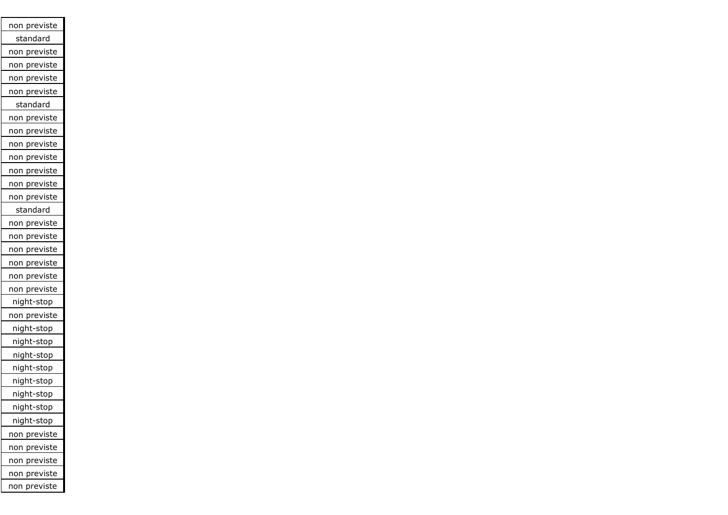| non previste |
|---|
| standard |
| non previste |
| non previste |
| non previste |
| non previste |
| standard |
| non previste |
| non previste |
| non previste |
| non previste |
| non previste |
| non previste |
| non previste |
| standard |
| non previste |
| non previste |
| non previste |
| non previste |
| non previste |
| non previste |
| night-stop |
| non previste |
| night-stop |
| night-stop |
| night-stop |
| night-stop |
| night-stop |
| night-stop |
| night-stop |
| night-stop |
| non previste |
| non previste |
| non previste |
| non previste |
| non previste |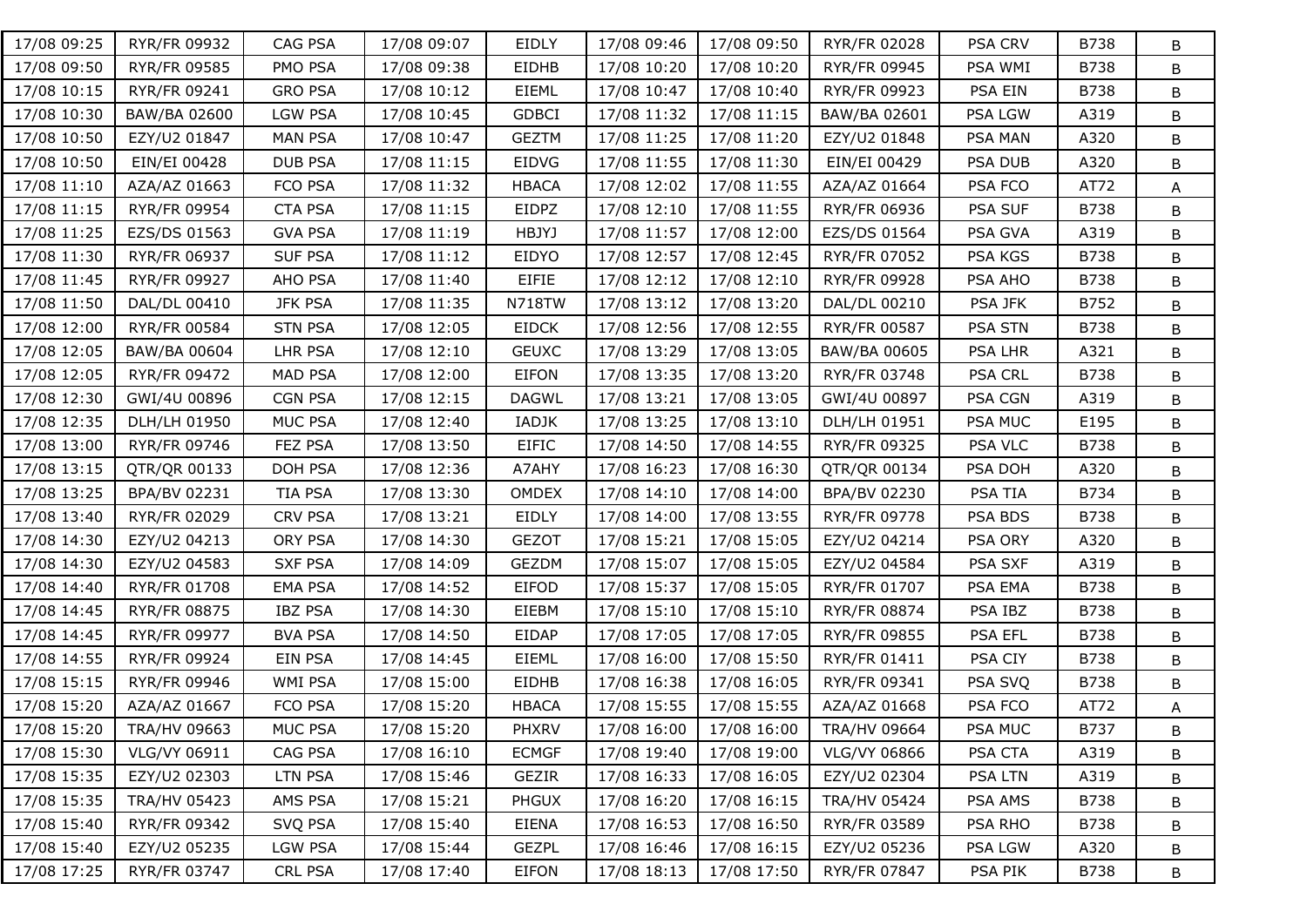| 17/08 09:25 | RYR/FR 09932 | CAG PSA | 17/08 09:07 | EIDLY | 17/08 09:46 | 17/08 09:50 | RYR/FR 02028 | PSA CRV | B738 | B |
|---|---|---|---|---|---|---|---|---|---|---|
| 17/08 09:50 | RYR/FR 09585 | PMO PSA | 17/08 09:38 | EIDHB | 17/08 10:20 | 17/08 10:20 | RYR/FR 09945 | PSA WMI | B738 | B |
| 17/08 10:15 | RYR/FR 09241 | GRO PSA | 17/08 10:12 | EIEML | 17/08 10:47 | 17/08 10:40 | RYR/FR 09923 | PSA EIN | B738 | B |
| 17/08 10:30 | BAW/BA 02600 | LGW PSA | 17/08 10:45 | GDBCI | 17/08 11:32 | 17/08 11:15 | BAW/BA 02601 | PSA LGW | A319 | B |
| 17/08 10:50 | EZY/U2 01847 | MAN PSA | 17/08 10:47 | GEZTM | 17/08 11:25 | 17/08 11:20 | EZY/U2 01848 | PSA MAN | A320 | B |
| 17/08 10:50 | EIN/EI 00428 | DUB PSA | 17/08 11:15 | EIDVG | 17/08 11:55 | 17/08 11:30 | EIN/EI 00429 | PSA DUB | A320 | B |
| 17/08 11:10 | AZA/AZ 01663 | FCO PSA | 17/08 11:32 | HBACA | 17/08 12:02 | 17/08 11:55 | AZA/AZ 01664 | PSA FCO | AT72 | A |
| 17/08 11:15 | RYR/FR 09954 | CTA PSA | 17/08 11:15 | EIDPZ | 17/08 12:10 | 17/08 11:55 | RYR/FR 06936 | PSA SUF | B738 | B |
| 17/08 11:25 | EZS/DS 01563 | GVA PSA | 17/08 11:19 | HBJYJ | 17/08 11:57 | 17/08 12:00 | EZS/DS 01564 | PSA GVA | A319 | B |
| 17/08 11:30 | RYR/FR 06937 | SUF PSA | 17/08 11:12 | EIDYO | 17/08 12:57 | 17/08 12:45 | RYR/FR 07052 | PSA KGS | B738 | B |
| 17/08 11:45 | RYR/FR 09927 | AHO PSA | 17/08 11:40 | EIFIE | 17/08 12:12 | 17/08 12:10 | RYR/FR 09928 | PSA AHO | B738 | B |
| 17/08 11:50 | DAL/DL 00410 | JFK PSA | 17/08 11:35 | N718TW | 17/08 13:12 | 17/08 13:20 | DAL/DL 00210 | PSA JFK | B752 | B |
| 17/08 12:00 | RYR/FR 00584 | STN PSA | 17/08 12:05 | EIDCK | 17/08 12:56 | 17/08 12:55 | RYR/FR 00587 | PSA STN | B738 | B |
| 17/08 12:05 | BAW/BA 00604 | LHR PSA | 17/08 12:10 | GEUXC | 17/08 13:29 | 17/08 13:05 | BAW/BA 00605 | PSA LHR | A321 | B |
| 17/08 12:05 | RYR/FR 09472 | MAD PSA | 17/08 12:00 | EIFON | 17/08 13:35 | 17/08 13:20 | RYR/FR 03748 | PSA CRL | B738 | B |
| 17/08 12:30 | GWI/4U 00896 | CGN PSA | 17/08 12:15 | DAGWL | 17/08 13:21 | 17/08 13:05 | GWI/4U 00897 | PSA CGN | A319 | B |
| 17/08 12:35 | DLH/LH 01950 | MUC PSA | 17/08 12:40 | IADJK | 17/08 13:25 | 17/08 13:10 | DLH/LH 01951 | PSA MUC | E195 | B |
| 17/08 13:00 | RYR/FR 09746 | FEZ PSA | 17/08 13:50 | EIFIC | 17/08 14:50 | 17/08 14:55 | RYR/FR 09325 | PSA VLC | B738 | B |
| 17/08 13:15 | QTR/QR 00133 | DOH PSA | 17/08 12:36 | A7AHY | 17/08 16:23 | 17/08 16:30 | QTR/QR 00134 | PSA DOH | A320 | B |
| 17/08 13:25 | BPA/BV 02231 | TIA PSA | 17/08 13:30 | OMDEX | 17/08 14:10 | 17/08 14:00 | BPA/BV 02230 | PSA TIA | B734 | B |
| 17/08 13:40 | RYR/FR 02029 | CRV PSA | 17/08 13:21 | EIDLY | 17/08 14:00 | 17/08 13:55 | RYR/FR 09778 | PSA BDS | B738 | B |
| 17/08 14:30 | EZY/U2 04213 | ORY PSA | 17/08 14:30 | GEZOT | 17/08 15:21 | 17/08 15:05 | EZY/U2 04214 | PSA ORY | A320 | B |
| 17/08 14:30 | EZY/U2 04583 | SXF PSA | 17/08 14:09 | GEZDM | 17/08 15:07 | 17/08 15:05 | EZY/U2 04584 | PSA SXF | A319 | B |
| 17/08 14:40 | RYR/FR 01708 | EMA PSA | 17/08 14:52 | EIFOD | 17/08 15:37 | 17/08 15:05 | RYR/FR 01707 | PSA EMA | B738 | B |
| 17/08 14:45 | RYR/FR 08875 | IBZ PSA | 17/08 14:30 | EIEBM | 17/08 15:10 | 17/08 15:10 | RYR/FR 08874 | PSA IBZ | B738 | B |
| 17/08 14:45 | RYR/FR 09977 | BVA PSA | 17/08 14:50 | EIDAP | 17/08 17:05 | 17/08 17:05 | RYR/FR 09855 | PSA EFL | B738 | B |
| 17/08 14:55 | RYR/FR 09924 | EIN PSA | 17/08 14:45 | EIEML | 17/08 16:00 | 17/08 15:50 | RYR/FR 01411 | PSA CIY | B738 | B |
| 17/08 15:15 | RYR/FR 09946 | WMI PSA | 17/08 15:00 | EIDHB | 17/08 16:38 | 17/08 16:05 | RYR/FR 09341 | PSA SVQ | B738 | B |
| 17/08 15:20 | AZA/AZ 01667 | FCO PSA | 17/08 15:20 | HBACA | 17/08 15:55 | 17/08 15:55 | AZA/AZ 01668 | PSA FCO | AT72 | A |
| 17/08 15:20 | TRA/HV 09663 | MUC PSA | 17/08 15:20 | PHXRV | 17/08 16:00 | 17/08 16:00 | TRA/HV 09664 | PSA MUC | B737 | B |
| 17/08 15:30 | VLG/VY 06911 | CAG PSA | 17/08 16:10 | ECMGF | 17/08 19:40 | 17/08 19:00 | VLG/VY 06866 | PSA CTA | A319 | B |
| 17/08 15:35 | EZY/U2 02303 | LTN PSA | 17/08 15:46 | GEZIR | 17/08 16:33 | 17/08 16:05 | EZY/U2 02304 | PSA LTN | A319 | B |
| 17/08 15:35 | TRA/HV 05423 | AMS PSA | 17/08 15:21 | PHGUX | 17/08 16:20 | 17/08 16:15 | TRA/HV 05424 | PSA AMS | B738 | B |
| 17/08 15:40 | RYR/FR 09342 | SVQ PSA | 17/08 15:40 | EIENA | 17/08 16:53 | 17/08 16:50 | RYR/FR 03589 | PSA RHO | B738 | B |
| 17/08 15:40 | EZY/U2 05235 | LGW PSA | 17/08 15:44 | GEZPL | 17/08 16:46 | 17/08 16:15 | EZY/U2 05236 | PSA LGW | A320 | B |
| 17/08 17:25 | RYR/FR 03747 | CRL PSA | 17/08 17:40 | EIFON | 17/08 18:13 | 17/08 17:50 | RYR/FR 07847 | PSA PIK | B738 | B |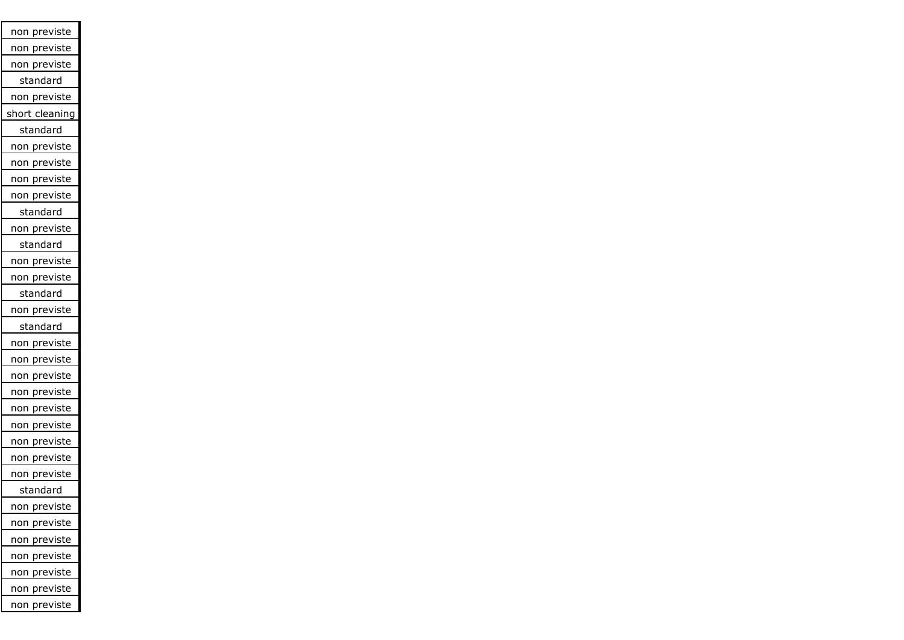| non previste |
|---|
| non previste |
| non previste |
| standard |
| non previste |
| short cleaning |
| standard |
| non previste |
| non previste |
| non previste |
| non previste |
| standard |
| non previste |
| standard |
| non previste |
| non previste |
| standard |
| non previste |
| standard |
| non previste |
| non previste |
| non previste |
| non previste |
| non previste |
| non previste |
| non previste |
| non previste |
| non previste |
| standard |
| non previste |
| non previste |
| non previste |
| non previste |
| non previste |
| non previste |
| non previste |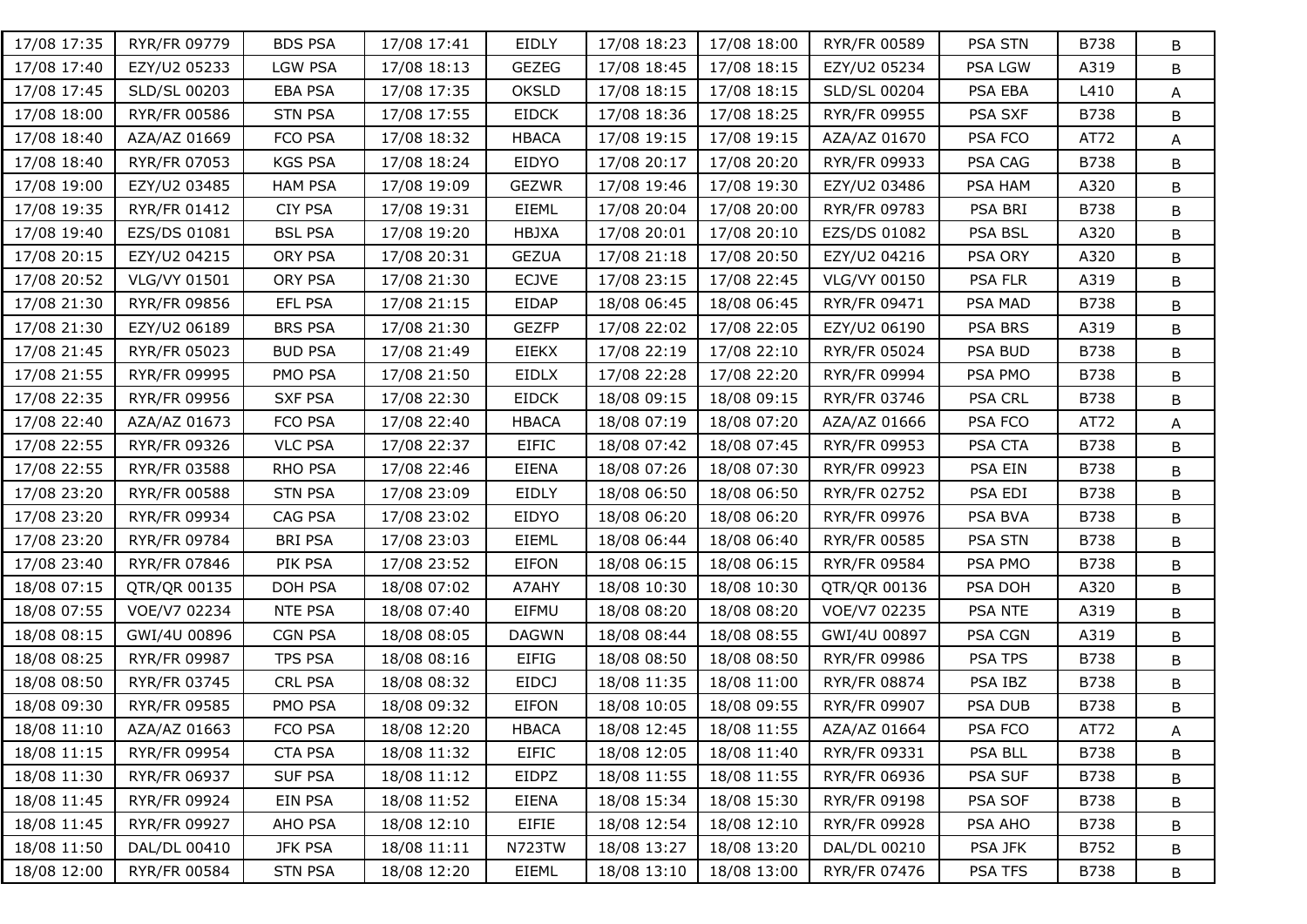| | | | | | | | | | | |
|---|---|---|---|---|---|---|---|---|---|---|
| 17/08 17:35 | RYR/FR 09779 | BDS PSA | 17/08 17:41 | EIDLY | 17/08 18:23 | 17/08 18:00 | RYR/FR 00589 | PSA STN | B738 | B |
| 17/08 17:40 | EZY/U2 05233 | LGW PSA | 17/08 18:13 | GEZEG | 17/08 18:45 | 17/08 18:15 | EZY/U2 05234 | PSA LGW | A319 | B |
| 17/08 17:45 | SLD/SL 00203 | EBA PSA | 17/08 17:35 | OKSLD | 17/08 18:15 | 17/08 18:15 | SLD/SL 00204 | PSA EBA | L410 | A |
| 17/08 18:00 | RYR/FR 00586 | STN PSA | 17/08 17:55 | EIDCK | 17/08 18:36 | 17/08 18:25 | RYR/FR 09955 | PSA SXF | B738 | B |
| 17/08 18:40 | AZA/AZ 01669 | FCO PSA | 17/08 18:32 | HBACA | 17/08 19:15 | 17/08 19:15 | AZA/AZ 01670 | PSA FCO | AT72 | A |
| 17/08 18:40 | RYR/FR 07053 | KGS PSA | 17/08 18:24 | EIDYO | 17/08 20:17 | 17/08 20:20 | RYR/FR 09933 | PSA CAG | B738 | B |
| 17/08 19:00 | EZY/U2 03485 | HAM PSA | 17/08 19:09 | GEZWR | 17/08 19:46 | 17/08 19:30 | EZY/U2 03486 | PSA HAM | A320 | B |
| 17/08 19:35 | RYR/FR 01412 | CIY PSA | 17/08 19:31 | EIEML | 17/08 20:04 | 17/08 20:00 | RYR/FR 09783 | PSA BRI | B738 | B |
| 17/08 19:40 | EZS/DS 01081 | BSL PSA | 17/08 19:20 | HBJXA | 17/08 20:01 | 17/08 20:10 | EZS/DS 01082 | PSA BSL | A320 | B |
| 17/08 20:15 | EZY/U2 04215 | ORY PSA | 17/08 20:31 | GEZUA | 17/08 21:18 | 17/08 20:50 | EZY/U2 04216 | PSA ORY | A320 | B |
| 17/08 20:52 | VLG/VY 01501 | ORY PSA | 17/08 21:30 | ECJVE | 17/08 23:15 | 17/08 22:45 | VLG/VY 00150 | PSA FLR | A319 | B |
| 17/08 21:30 | RYR/FR 09856 | EFL PSA | 17/08 21:15 | EIDAP | 18/08 06:45 | 18/08 06:45 | RYR/FR 09471 | PSA MAD | B738 | B |
| 17/08 21:30 | EZY/U2 06189 | BRS PSA | 17/08 21:30 | GEZFP | 17/08 22:02 | 17/08 22:05 | EZY/U2 06190 | PSA BRS | A319 | B |
| 17/08 21:45 | RYR/FR 05023 | BUD PSA | 17/08 21:49 | EIEKX | 17/08 22:19 | 17/08 22:10 | RYR/FR 05024 | PSA BUD | B738 | B |
| 17/08 21:55 | RYR/FR 09995 | PMO PSA | 17/08 21:50 | EIDLX | 17/08 22:28 | 17/08 22:20 | RYR/FR 09994 | PSA PMO | B738 | B |
| 17/08 22:35 | RYR/FR 09956 | SXF PSA | 17/08 22:30 | EIDCK | 18/08 09:15 | 18/08 09:15 | RYR/FR 03746 | PSA CRL | B738 | B |
| 17/08 22:40 | AZA/AZ 01673 | FCO PSA | 17/08 22:40 | HBACA | 18/08 07:19 | 18/08 07:20 | AZA/AZ 01666 | PSA FCO | AT72 | A |
| 17/08 22:55 | RYR/FR 09326 | VLC PSA | 17/08 22:37 | EIFIC | 18/08 07:42 | 18/08 07:45 | RYR/FR 09953 | PSA CTA | B738 | B |
| 17/08 22:55 | RYR/FR 03588 | RHO PSA | 17/08 22:46 | EIENA | 18/08 07:26 | 18/08 07:30 | RYR/FR 09923 | PSA EIN | B738 | B |
| 17/08 23:20 | RYR/FR 00588 | STN PSA | 17/08 23:09 | EIDLY | 18/08 06:50 | 18/08 06:50 | RYR/FR 02752 | PSA EDI | B738 | B |
| 17/08 23:20 | RYR/FR 09934 | CAG PSA | 17/08 23:02 | EIDYO | 18/08 06:20 | 18/08 06:20 | RYR/FR 09976 | PSA BVA | B738 | B |
| 17/08 23:20 | RYR/FR 09784 | BRI PSA | 17/08 23:03 | EIEML | 18/08 06:44 | 18/08 06:40 | RYR/FR 00585 | PSA STN | B738 | B |
| 17/08 23:40 | RYR/FR 07846 | PIK PSA | 17/08 23:52 | EIFON | 18/08 06:15 | 18/08 06:15 | RYR/FR 09584 | PSA PMO | B738 | B |
| 18/08 07:15 | QTR/QR 00135 | DOH PSA | 18/08 07:02 | A7AHY | 18/08 10:30 | 18/08 10:30 | QTR/QR 00136 | PSA DOH | A320 | B |
| 18/08 07:55 | VOE/V7 02234 | NTE PSA | 18/08 07:40 | EIFMU | 18/08 08:20 | 18/08 08:20 | VOE/V7 02235 | PSA NTE | A319 | B |
| 18/08 08:15 | GWI/4U 00896 | CGN PSA | 18/08 08:05 | DAGWN | 18/08 08:44 | 18/08 08:55 | GWI/4U 00897 | PSA CGN | A319 | B |
| 18/08 08:25 | RYR/FR 09987 | TPS PSA | 18/08 08:16 | EIFIG | 18/08 08:50 | 18/08 08:50 | RYR/FR 09986 | PSA TPS | B738 | B |
| 18/08 08:50 | RYR/FR 03745 | CRL PSA | 18/08 08:32 | EIDCJ | 18/08 11:35 | 18/08 11:00 | RYR/FR 08874 | PSA IBZ | B738 | B |
| 18/08 09:30 | RYR/FR 09585 | PMO PSA | 18/08 09:32 | EIFON | 18/08 10:05 | 18/08 09:55 | RYR/FR 09907 | PSA DUB | B738 | B |
| 18/08 11:10 | AZA/AZ 01663 | FCO PSA | 18/08 12:20 | HBACA | 18/08 12:45 | 18/08 11:55 | AZA/AZ 01664 | PSA FCO | AT72 | A |
| 18/08 11:15 | RYR/FR 09954 | CTA PSA | 18/08 11:32 | EIFIC | 18/08 12:05 | 18/08 11:40 | RYR/FR 09331 | PSA BLL | B738 | B |
| 18/08 11:30 | RYR/FR 06937 | SUF PSA | 18/08 11:12 | EIDPZ | 18/08 11:55 | 18/08 11:55 | RYR/FR 06936 | PSA SUF | B738 | B |
| 18/08 11:45 | RYR/FR 09924 | EIN PSA | 18/08 11:52 | EIENA | 18/08 15:34 | 18/08 15:30 | RYR/FR 09198 | PSA SOF | B738 | B |
| 18/08 11:45 | RYR/FR 09927 | AHO PSA | 18/08 12:10 | EIFIE | 18/08 12:54 | 18/08 12:10 | RYR/FR 09928 | PSA AHO | B738 | B |
| 18/08 11:50 | DAL/DL 00410 | JFK PSA | 18/08 11:11 | N723TW | 18/08 13:27 | 18/08 13:20 | DAL/DL 00210 | PSA JFK | B752 | B |
| 18/08 12:00 | RYR/FR 00584 | STN PSA | 18/08 12:20 | EIEML | 18/08 13:10 | 18/08 13:00 | RYR/FR 07476 | PSA TFS | B738 | B |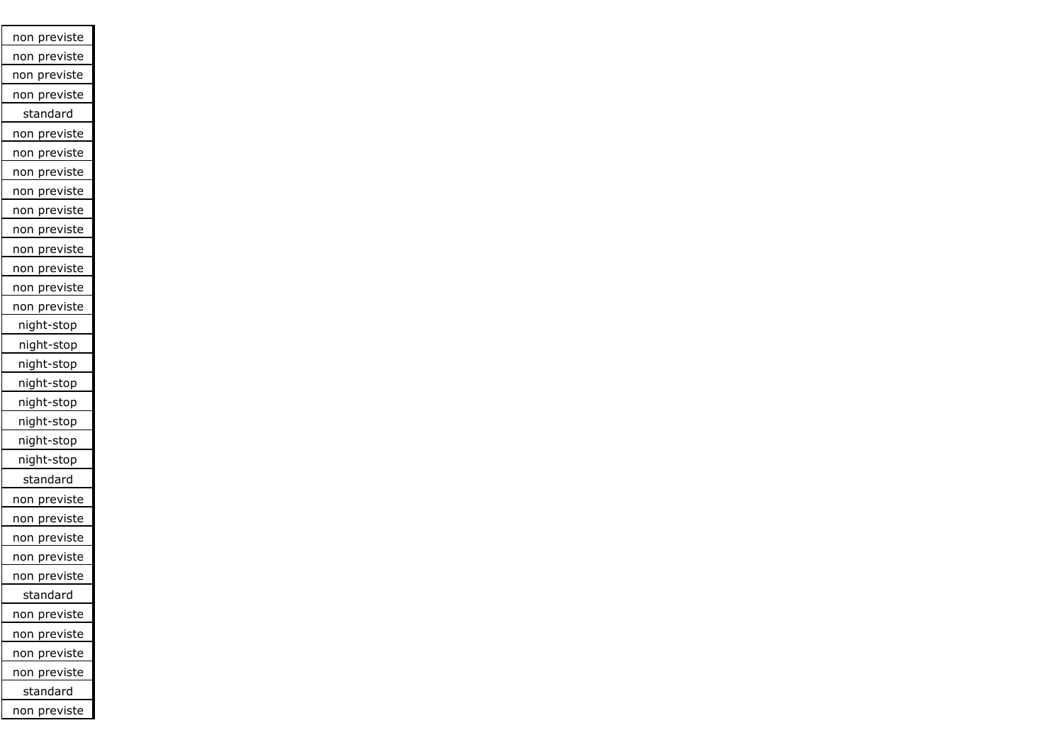| |
|---|
| non previste |
| non previste |
| non previste |
| non previste |
| standard |
| non previste |
| non previste |
| non previste |
| non previste |
| non previste |
| non previste |
| non previste |
| non previste |
| non previste |
| non previste |
| night-stop |
| night-stop |
| night-stop |
| night-stop |
| night-stop |
| night-stop |
| night-stop |
| night-stop |
| standard |
| non previste |
| non previste |
| non previste |
| non previste |
| non previste |
| standard |
| non previste |
| non previste |
| non previste |
| non previste |
| standard |
| non previste |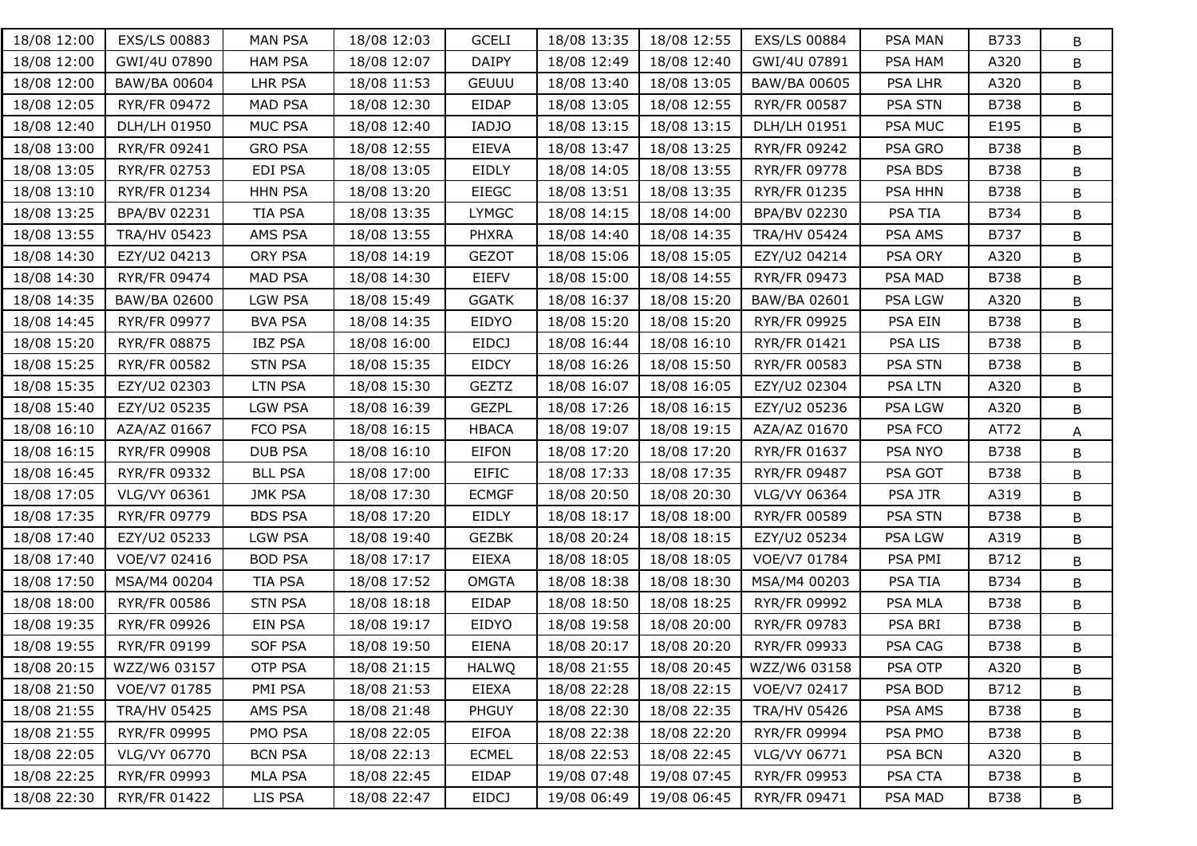| 18/08 12:00 | EXS/LS 00883 | MAN PSA | 18/08 12:03 | GCELI | 18/08 13:35 | 18/08 12:55 | EXS/LS 00884 | PSA MAN | B733 | B |
|---|---|---|---|---|---|---|---|---|---|---|
| 18/08 12:00 | GWI/4U 07890 | HAM PSA | 18/08 12:07 | DAIPY | 18/08 12:49 | 18/08 12:40 | GWI/4U 07891 | PSA HAM | A320 | B |
| 18/08 12:00 | BAW/BA 00604 | LHR PSA | 18/08 11:53 | GEUUU | 18/08 13:40 | 18/08 13:05 | BAW/BA 00605 | PSA LHR | A320 | B |
| 18/08 12:05 | RYR/FR 09472 | MAD PSA | 18/08 12:30 | EIDAP | 18/08 13:05 | 18/08 12:55 | RYR/FR 00587 | PSA STN | B738 | B |
| 18/08 12:40 | DLH/LH 01950 | MUC PSA | 18/08 12:40 | IADJO | 18/08 13:15 | 18/08 13:15 | DLH/LH 01951 | PSA MUC | E195 | B |
| 18/08 13:00 | RYR/FR 09241 | GRO PSA | 18/08 12:55 | EIEVA | 18/08 13:47 | 18/08 13:25 | RYR/FR 09242 | PSA GRO | B738 | B |
| 18/08 13:05 | RYR/FR 02753 | EDI PSA | 18/08 13:05 | EIDLY | 18/08 14:05 | 18/08 13:55 | RYR/FR 09778 | PSA BDS | B738 | B |
| 18/08 13:10 | RYR/FR 01234 | HHN PSA | 18/08 13:20 | EIEGC | 18/08 13:51 | 18/08 13:35 | RYR/FR 01235 | PSA HHN | B738 | B |
| 18/08 13:25 | BPA/BV 02231 | TIA PSA | 18/08 13:35 | LYMGC | 18/08 14:15 | 18/08 14:00 | BPA/BV 02230 | PSA TIA | B734 | B |
| 18/08 13:55 | TRA/HV 05423 | AMS PSA | 18/08 13:55 | PHXRA | 18/08 14:40 | 18/08 14:35 | TRA/HV 05424 | PSA AMS | B737 | B |
| 18/08 14:30 | EZY/U2 04213 | ORY PSA | 18/08 14:19 | GEZOT | 18/08 15:06 | 18/08 15:05 | EZY/U2 04214 | PSA ORY | A320 | B |
| 18/08 14:30 | RYR/FR 09474 | MAD PSA | 18/08 14:30 | EIEFV | 18/08 15:00 | 18/08 14:55 | RYR/FR 09473 | PSA MAD | B738 | B |
| 18/08 14:35 | BAW/BA 02600 | LGW PSA | 18/08 15:49 | GGATK | 18/08 16:37 | 18/08 15:20 | BAW/BA 02601 | PSA LGW | A320 | B |
| 18/08 14:45 | RYR/FR 09977 | BVA PSA | 18/08 14:35 | EIDYO | 18/08 15:20 | 18/08 15:20 | RYR/FR 09925 | PSA EIN | B738 | B |
| 18/08 15:20 | RYR/FR 08875 | IBZ PSA | 18/08 16:00 | EIDCJ | 18/08 16:44 | 18/08 16:10 | RYR/FR 01421 | PSA LIS | B738 | B |
| 18/08 15:25 | RYR/FR 00582 | STN PSA | 18/08 15:35 | EIDCY | 18/08 16:26 | 18/08 15:50 | RYR/FR 00583 | PSA STN | B738 | B |
| 18/08 15:35 | EZY/U2 02303 | LTN PSA | 18/08 15:30 | GEZTZ | 18/08 16:07 | 18/08 16:05 | EZY/U2 02304 | PSA LTN | A320 | B |
| 18/08 15:40 | EZY/U2 05235 | LGW PSA | 18/08 16:39 | GEZPL | 18/08 17:26 | 18/08 16:15 | EZY/U2 05236 | PSA LGW | A320 | B |
| 18/08 16:10 | AZA/AZ 01667 | FCO PSA | 18/08 16:15 | HBACA | 18/08 19:07 | 18/08 19:15 | AZA/AZ 01670 | PSA FCO | AT72 | A |
| 18/08 16:15 | RYR/FR 09908 | DUB PSA | 18/08 16:10 | EIFON | 18/08 17:20 | 18/08 17:20 | RYR/FR 01637 | PSA NYO | B738 | B |
| 18/08 16:45 | RYR/FR 09332 | BLL PSA | 18/08 17:00 | EIFIC | 18/08 17:33 | 18/08 17:35 | RYR/FR 09487 | PSA GOT | B738 | B |
| 18/08 17:05 | VLG/VY 06361 | JMK PSA | 18/08 17:30 | ECMGF | 18/08 20:50 | 18/08 20:30 | VLG/VY 06364 | PSA JTR | A319 | B |
| 18/08 17:35 | RYR/FR 09779 | BDS PSA | 18/08 17:20 | EIDLY | 18/08 18:17 | 18/08 18:00 | RYR/FR 00589 | PSA STN | B738 | B |
| 18/08 17:40 | EZY/U2 05233 | LGW PSA | 18/08 19:40 | GEZBK | 18/08 20:24 | 18/08 18:15 | EZY/U2 05234 | PSA LGW | A319 | B |
| 18/08 17:40 | VOE/V7 02416 | BOD PSA | 18/08 17:17 | EIEXA | 18/08 18:05 | 18/08 18:05 | VOE/V7 01784 | PSA PMI | B712 | B |
| 18/08 17:50 | MSA/M4 00204 | TIA PSA | 18/08 17:52 | OMGTA | 18/08 18:38 | 18/08 18:30 | MSA/M4 00203 | PSA TIA | B734 | B |
| 18/08 18:00 | RYR/FR 00586 | STN PSA | 18/08 18:18 | EIDAP | 18/08 18:50 | 18/08 18:25 | RYR/FR 09992 | PSA MLA | B738 | B |
| 18/08 19:35 | RYR/FR 09926 | EIN PSA | 18/08 19:17 | EIDYO | 18/08 19:58 | 18/08 20:00 | RYR/FR 09783 | PSA BRI | B738 | B |
| 18/08 19:55 | RYR/FR 09199 | SOF PSA | 18/08 19:50 | EIENA | 18/08 20:17 | 18/08 20:20 | RYR/FR 09933 | PSA CAG | B738 | B |
| 18/08 20:15 | WZZ/W6 03157 | OTP PSA | 18/08 21:15 | HALWQ | 18/08 21:55 | 18/08 20:45 | WZZ/W6 03158 | PSA OTP | A320 | B |
| 18/08 21:50 | VOE/V7 01785 | PMI PSA | 18/08 21:53 | EIEXA | 18/08 22:28 | 18/08 22:15 | VOE/V7 02417 | PSA BOD | B712 | B |
| 18/08 21:55 | TRA/HV 05425 | AMS PSA | 18/08 21:48 | PHGUY | 18/08 22:30 | 18/08 22:35 | TRA/HV 05426 | PSA AMS | B738 | B |
| 18/08 21:55 | RYR/FR 09995 | PMO PSA | 18/08 22:05 | EIFOA | 18/08 22:38 | 18/08 22:20 | RYR/FR 09994 | PSA PMO | B738 | B |
| 18/08 22:05 | VLG/VY 06770 | BCN PSA | 18/08 22:13 | ECMEL | 18/08 22:53 | 18/08 22:45 | VLG/VY 06771 | PSA BCN | A320 | B |
| 18/08 22:25 | RYR/FR 09993 | MLA PSA | 18/08 22:45 | EIDAP | 19/08 07:48 | 19/08 07:45 | RYR/FR 09953 | PSA CTA | B738 | B |
| 18/08 22:30 | RYR/FR 01422 | LIS PSA | 18/08 22:47 | EIDCJ | 19/08 06:49 | 19/08 06:45 | RYR/FR 09471 | PSA MAD | B738 | B |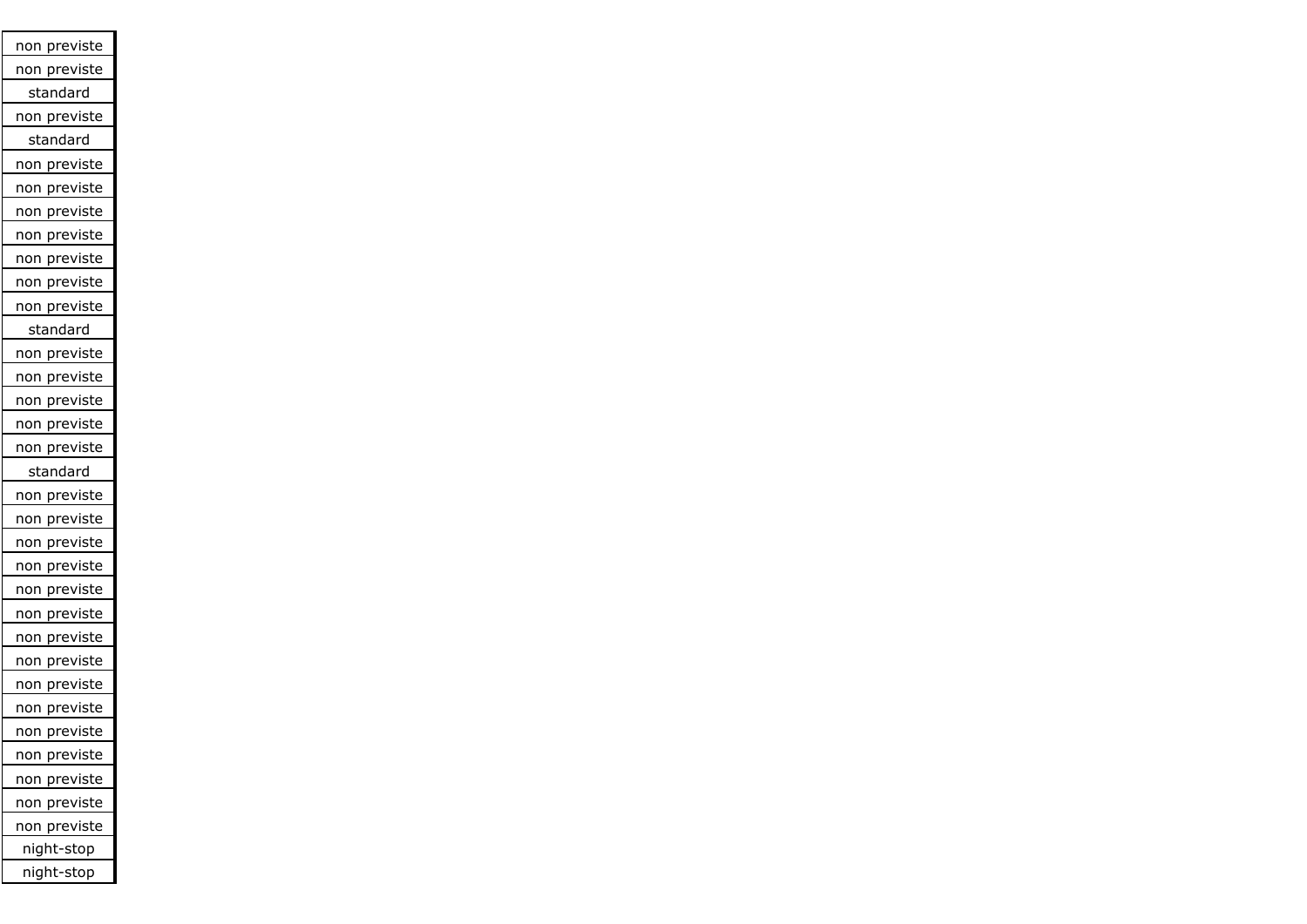| non previste |
| --- |
| non previste |
| standard |
| non previste |
| standard |
| non previste |
| non previste |
| non previste |
| non previste |
| non previste |
| non previste |
| non previste |
| standard |
| non previste |
| non previste |
| non previste |
| non previste |
| non previste |
| standard |
| non previste |
| non previste |
| non previste |
| non previste |
| non previste |
| non previste |
| non previste |
| non previste |
| non previste |
| non previste |
| non previste |
| non previste |
| non previste |
| non previste |
| non previste |
| night-stop |
| night-stop |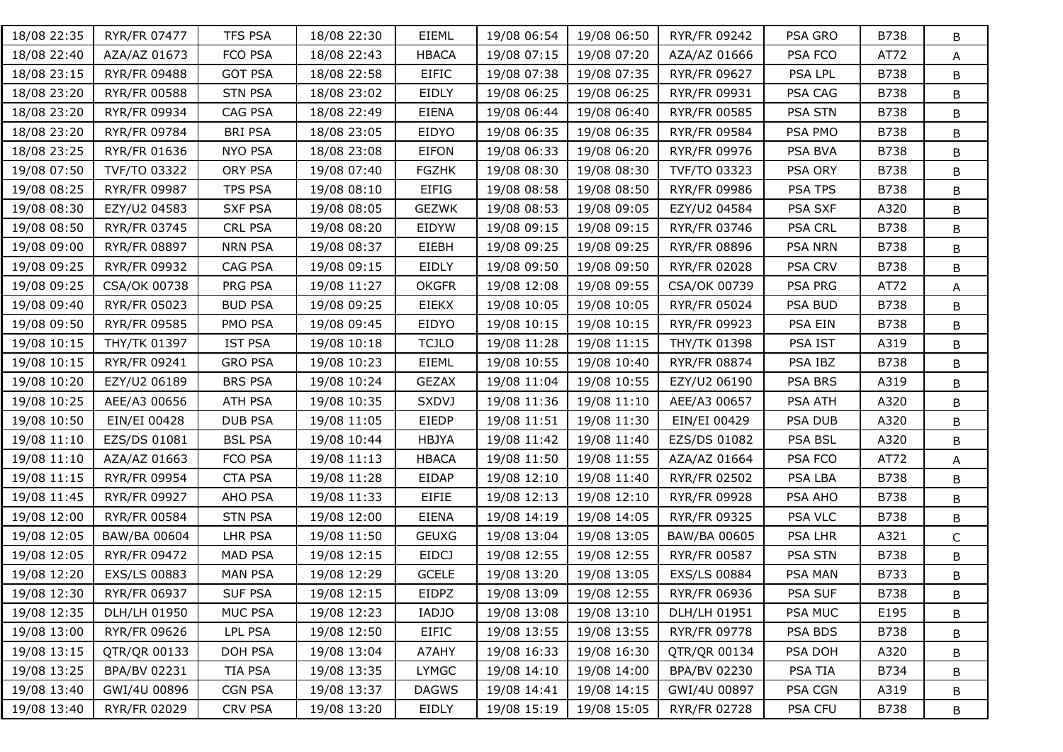| | | | | | | | | | | |
|---|---|---|---|---|---|---|---|---|---|---|
| 18/08 22:35 | RYR/FR 07477 | TFS PSA | 18/08 22:30 | EIEML | 19/08 06:54 | 19/08 06:50 | RYR/FR 09242 | PSA GRO | B738 | B |
| 18/08 22:40 | AZA/AZ 01673 | FCO PSA | 18/08 22:43 | HBACA | 19/08 07:15 | 19/08 07:20 | AZA/AZ 01666 | PSA FCO | AT72 | A |
| 18/08 23:15 | RYR/FR 09488 | GOT PSA | 18/08 22:58 | EIFIC | 19/08 07:38 | 19/08 07:35 | RYR/FR 09627 | PSA LPL | B738 | B |
| 18/08 23:20 | RYR/FR 00588 | STN PSA | 18/08 23:02 | EIDLY | 19/08 06:25 | 19/08 06:25 | RYR/FR 09931 | PSA CAG | B738 | B |
| 18/08 23:20 | RYR/FR 09934 | CAG PSA | 18/08 22:49 | EIENA | 19/08 06:44 | 19/08 06:40 | RYR/FR 00585 | PSA STN | B738 | B |
| 18/08 23:20 | RYR/FR 09784 | BRI PSA | 18/08 23:05 | EIDYO | 19/08 06:35 | 19/08 06:35 | RYR/FR 09584 | PSA PMO | B738 | B |
| 18/08 23:25 | RYR/FR 01636 | NYO PSA | 18/08 23:08 | EIFON | 19/08 06:33 | 19/08 06:20 | RYR/FR 09976 | PSA BVA | B738 | B |
| 19/08 07:50 | TVF/TO 03322 | ORY PSA | 19/08 07:40 | FGZHK | 19/08 08:30 | 19/08 08:30 | TVF/TO 03323 | PSA ORY | B738 | B |
| 19/08 08:25 | RYR/FR 09987 | TPS PSA | 19/08 08:10 | EIFIG | 19/08 08:58 | 19/08 08:50 | RYR/FR 09986 | PSA TPS | B738 | B |
| 19/08 08:30 | EZY/U2 04583 | SXF PSA | 19/08 08:05 | GEZWK | 19/08 08:53 | 19/08 09:05 | EZY/U2 04584 | PSA SXF | A320 | B |
| 19/08 08:50 | RYR/FR 03745 | CRL PSA | 19/08 08:20 | EIDYW | 19/08 09:15 | 19/08 09:15 | RYR/FR 03746 | PSA CRL | B738 | B |
| 19/08 09:00 | RYR/FR 08897 | NRN PSA | 19/08 08:37 | EIEBH | 19/08 09:25 | 19/08 09:25 | RYR/FR 08896 | PSA NRN | B738 | B |
| 19/08 09:25 | RYR/FR 09932 | CAG PSA | 19/08 09:15 | EIDLY | 19/08 09:50 | 19/08 09:50 | RYR/FR 02028 | PSA CRV | B738 | B |
| 19/08 09:25 | CSA/OK 00738 | PRG PSA | 19/08 11:27 | OKGFR | 19/08 12:08 | 19/08 09:55 | CSA/OK 00739 | PSA PRG | AT72 | A |
| 19/08 09:40 | RYR/FR 05023 | BUD PSA | 19/08 09:25 | EIEKX | 19/08 10:05 | 19/08 10:05 | RYR/FR 05024 | PSA BUD | B738 | B |
| 19/08 09:50 | RYR/FR 09585 | PMO PSA | 19/08 09:45 | EIDYO | 19/08 10:15 | 19/08 10:15 | RYR/FR 09923 | PSA EIN | B738 | B |
| 19/08 10:15 | THY/TK 01397 | IST PSA | 19/08 10:18 | TCJLO | 19/08 11:28 | 19/08 11:15 | THY/TK 01398 | PSA IST | A319 | B |
| 19/08 10:15 | RYR/FR 09241 | GRO PSA | 19/08 10:23 | EIEML | 19/08 10:55 | 19/08 10:40 | RYR/FR 08874 | PSA IBZ | B738 | B |
| 19/08 10:20 | EZY/U2 06189 | BRS PSA | 19/08 10:24 | GEZAX | 19/08 11:04 | 19/08 10:55 | EZY/U2 06190 | PSA BRS | A319 | B |
| 19/08 10:25 | AEE/A3 00656 | ATH PSA | 19/08 10:35 | SXDVJ | 19/08 11:36 | 19/08 11:10 | AEE/A3 00657 | PSA ATH | A320 | B |
| 19/08 10:50 | EIN/EI 00428 | DUB PSA | 19/08 11:05 | EIEDP | 19/08 11:51 | 19/08 11:30 | EIN/EI 00429 | PSA DUB | A320 | B |
| 19/08 11:10 | EZS/DS 01081 | BSL PSA | 19/08 10:44 | HBJYA | 19/08 11:42 | 19/08 11:40 | EZS/DS 01082 | PSA BSL | A320 | B |
| 19/08 11:10 | AZA/AZ 01663 | FCO PSA | 19/08 11:13 | HBACA | 19/08 11:50 | 19/08 11:55 | AZA/AZ 01664 | PSA FCO | AT72 | A |
| 19/08 11:15 | RYR/FR 09954 | CTA PSA | 19/08 11:28 | EIDAP | 19/08 12:10 | 19/08 11:40 | RYR/FR 02502 | PSA LBA | B738 | B |
| 19/08 11:45 | RYR/FR 09927 | AHO PSA | 19/08 11:33 | EIFIE | 19/08 12:13 | 19/08 12:10 | RYR/FR 09928 | PSA AHO | B738 | B |
| 19/08 12:00 | RYR/FR 00584 | STN PSA | 19/08 12:00 | EIENA | 19/08 14:19 | 19/08 14:05 | RYR/FR 09325 | PSA VLC | B738 | B |
| 19/08 12:05 | BAW/BA 00604 | LHR PSA | 19/08 11:50 | GEUXG | 19/08 13:04 | 19/08 13:05 | BAW/BA 00605 | PSA LHR | A321 | C |
| 19/08 12:05 | RYR/FR 09472 | MAD PSA | 19/08 12:15 | EIDCJ | 19/08 12:55 | 19/08 12:55 | RYR/FR 00587 | PSA STN | B738 | B |
| 19/08 12:20 | EXS/LS 00883 | MAN PSA | 19/08 12:29 | GCELE | 19/08 13:20 | 19/08 13:05 | EXS/LS 00884 | PSA MAN | B733 | B |
| 19/08 12:30 | RYR/FR 06937 | SUF PSA | 19/08 12:15 | EIDPZ | 19/08 13:09 | 19/08 12:55 | RYR/FR 06936 | PSA SUF | B738 | B |
| 19/08 12:35 | DLH/LH 01950 | MUC PSA | 19/08 12:23 | IADJO | 19/08 13:08 | 19/08 13:10 | DLH/LH 01951 | PSA MUC | E195 | B |
| 19/08 13:00 | RYR/FR 09626 | LPL PSA | 19/08 12:50 | EIFIC | 19/08 13:55 | 19/08 13:55 | RYR/FR 09778 | PSA BDS | B738 | B |
| 19/08 13:15 | QTR/QR 00133 | DOH PSA | 19/08 13:04 | A7AHY | 19/08 16:33 | 19/08 16:30 | QTR/QR 00134 | PSA DOH | A320 | B |
| 19/08 13:25 | BPA/BV 02231 | TIA PSA | 19/08 13:35 | LYMGC | 19/08 14:10 | 19/08 14:00 | BPA/BV 02230 | PSA TIA | B734 | B |
| 19/08 13:40 | GWI/4U 00896 | CGN PSA | 19/08 13:37 | DAGWS | 19/08 14:41 | 19/08 14:15 | GWI/4U 00897 | PSA CGN | A319 | B |
| 19/08 13:40 | RYR/FR 02029 | CRV PSA | 19/08 13:20 | EIDLY | 19/08 15:19 | 19/08 15:05 | RYR/FR 02728 | PSA CFU | B738 | B |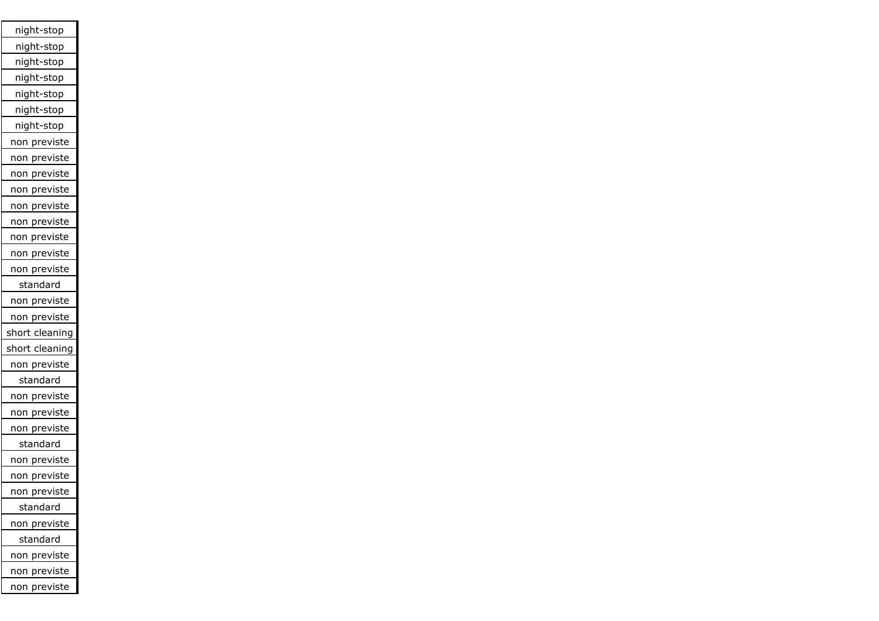| |
|---|
| night-stop |
| night-stop |
| night-stop |
| night-stop |
| night-stop |
| night-stop |
| night-stop |
| non previste |
| non previste |
| non previste |
| non previste |
| non previste |
| non previste |
| non previste |
| non previste |
| non previste |
| standard |
| non previste |
| non previste |
| short cleaning |
| short cleaning |
| non previste |
| standard |
| non previste |
| non previste |
| non previste |
| standard |
| non previste |
| non previste |
| non previste |
| standard |
| non previste |
| standard |
| non previste |
| non previste |
| non previste |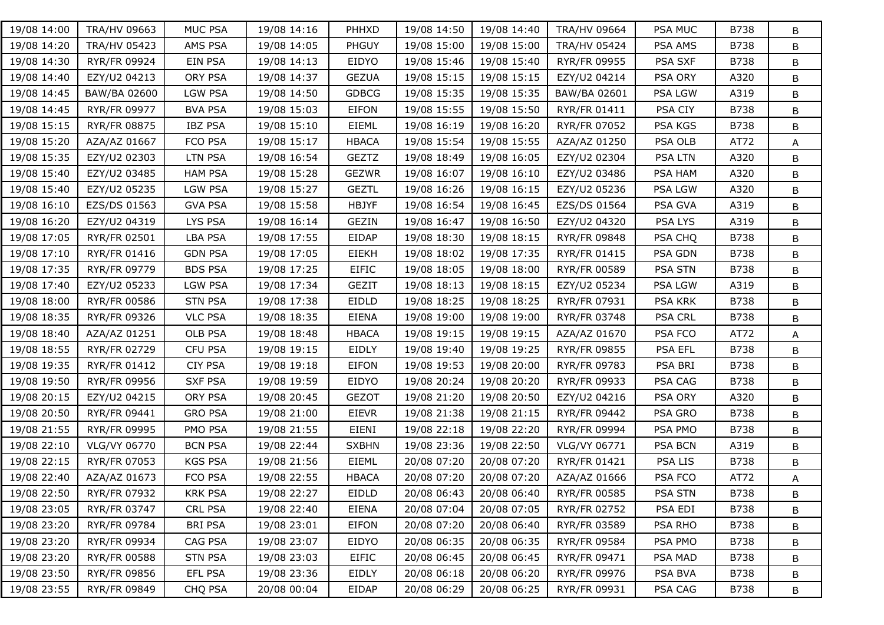| | | | | | | | | | | |
|---|---|---|---|---|---|---|---|---|---|---|
| 19/08 14:00 | TRA/HV 09663 | MUC PSA | 19/08 14:16 | PHHXD | 19/08 14:50 | 19/08 14:40 | TRA/HV 09664 | PSA MUC | B738 | B |
| 19/08 14:20 | TRA/HV 05423 | AMS PSA | 19/08 14:05 | PHGUY | 19/08 15:00 | 19/08 15:00 | TRA/HV 05424 | PSA AMS | B738 | B |
| 19/08 14:30 | RYR/FR 09924 | EIN PSA | 19/08 14:13 | EIDYO | 19/08 15:46 | 19/08 15:40 | RYR/FR 09955 | PSA SXF | B738 | B |
| 19/08 14:40 | EZY/U2 04213 | ORY PSA | 19/08 14:37 | GEZUA | 19/08 15:15 | 19/08 15:15 | EZY/U2 04214 | PSA ORY | A320 | B |
| 19/08 14:45 | BAW/BA 02600 | LGW PSA | 19/08 14:50 | GDBCG | 19/08 15:35 | 19/08 15:35 | BAW/BA 02601 | PSA LGW | A319 | B |
| 19/08 14:45 | RYR/FR 09977 | BVA PSA | 19/08 15:03 | EIFON | 19/08 15:55 | 19/08 15:50 | RYR/FR 01411 | PSA CIY | B738 | B |
| 19/08 15:15 | RYR/FR 08875 | IBZ PSA | 19/08 15:10 | EIEML | 19/08 16:19 | 19/08 16:20 | RYR/FR 07052 | PSA KGS | B738 | B |
| 19/08 15:20 | AZA/AZ 01667 | FCO PSA | 19/08 15:17 | HBACA | 19/08 15:54 | 19/08 15:55 | AZA/AZ 01250 | PSA OLB | AT72 | A |
| 19/08 15:35 | EZY/U2 02303 | LTN PSA | 19/08 16:54 | GEZTZ | 19/08 18:49 | 19/08 16:05 | EZY/U2 02304 | PSA LTN | A320 | B |
| 19/08 15:40 | EZY/U2 03485 | HAM PSA | 19/08 15:28 | GEZWR | 19/08 16:07 | 19/08 16:10 | EZY/U2 03486 | PSA HAM | A320 | B |
| 19/08 15:40 | EZY/U2 05235 | LGW PSA | 19/08 15:27 | GEZTL | 19/08 16:26 | 19/08 16:15 | EZY/U2 05236 | PSA LGW | A320 | B |
| 19/08 16:10 | EZS/DS 01563 | GVA PSA | 19/08 15:58 | HBJYF | 19/08 16:54 | 19/08 16:45 | EZS/DS 01564 | PSA GVA | A319 | B |
| 19/08 16:20 | EZY/U2 04319 | LYS PSA | 19/08 16:14 | GEZIN | 19/08 16:47 | 19/08 16:50 | EZY/U2 04320 | PSA LYS | A319 | B |
| 19/08 17:05 | RYR/FR 02501 | LBA PSA | 19/08 17:55 | EIDAP | 19/08 18:30 | 19/08 18:15 | RYR/FR 09848 | PSA CHQ | B738 | B |
| 19/08 17:10 | RYR/FR 01416 | GDN PSA | 19/08 17:05 | EIEKH | 19/08 18:02 | 19/08 17:35 | RYR/FR 01415 | PSA GDN | B738 | B |
| 19/08 17:35 | RYR/FR 09779 | BDS PSA | 19/08 17:25 | EIFIC | 19/08 18:05 | 19/08 18:00 | RYR/FR 00589 | PSA STN | B738 | B |
| 19/08 17:40 | EZY/U2 05233 | LGW PSA | 19/08 17:34 | GEZIT | 19/08 18:13 | 19/08 18:15 | EZY/U2 05234 | PSA LGW | A319 | B |
| 19/08 18:00 | RYR/FR 00586 | STN PSA | 19/08 17:38 | EIDLD | 19/08 18:25 | 19/08 18:25 | RYR/FR 07931 | PSA KRK | B738 | B |
| 19/08 18:35 | RYR/FR 09326 | VLC PSA | 19/08 18:35 | EIENA | 19/08 19:00 | 19/08 19:00 | RYR/FR 03748 | PSA CRL | B738 | B |
| 19/08 18:40 | AZA/AZ 01251 | OLB PSA | 19/08 18:48 | HBACA | 19/08 19:15 | 19/08 19:15 | AZA/AZ 01670 | PSA FCO | AT72 | A |
| 19/08 18:55 | RYR/FR 02729 | CFU PSA | 19/08 19:15 | EIDLY | 19/08 19:40 | 19/08 19:25 | RYR/FR 09855 | PSA EFL | B738 | B |
| 19/08 19:35 | RYR/FR 01412 | CIY PSA | 19/08 19:18 | EIFON | 19/08 19:53 | 19/08 20:00 | RYR/FR 09783 | PSA BRI | B738 | B |
| 19/08 19:50 | RYR/FR 09956 | SXF PSA | 19/08 19:59 | EIDYO | 19/08 20:24 | 19/08 20:20 | RYR/FR 09933 | PSA CAG | B738 | B |
| 19/08 20:15 | EZY/U2 04215 | ORY PSA | 19/08 20:45 | GEZOT | 19/08 21:20 | 19/08 20:50 | EZY/U2 04216 | PSA ORY | A320 | B |
| 19/08 20:50 | RYR/FR 09441 | GRO PSA | 19/08 21:00 | EIEVR | 19/08 21:38 | 19/08 21:15 | RYR/FR 09442 | PSA GRO | B738 | B |
| 19/08 21:55 | RYR/FR 09995 | PMO PSA | 19/08 21:55 | EIENI | 19/08 22:18 | 19/08 22:20 | RYR/FR 09994 | PSA PMO | B738 | B |
| 19/08 22:10 | VLG/VY 06770 | BCN PSA | 19/08 22:44 | SXBHN | 19/08 23:36 | 19/08 22:50 | VLG/VY 06771 | PSA BCN | A319 | B |
| 19/08 22:15 | RYR/FR 07053 | KGS PSA | 19/08 21:56 | EIEML | 20/08 07:20 | 20/08 07:20 | RYR/FR 01421 | PSA LIS | B738 | B |
| 19/08 22:40 | AZA/AZ 01673 | FCO PSA | 19/08 22:55 | HBACA | 20/08 07:20 | 20/08 07:20 | AZA/AZ 01666 | PSA FCO | AT72 | A |
| 19/08 22:50 | RYR/FR 07932 | KRK PSA | 19/08 22:27 | EIDLD | 20/08 06:43 | 20/08 06:40 | RYR/FR 00585 | PSA STN | B738 | B |
| 19/08 23:05 | RYR/FR 03747 | CRL PSA | 19/08 22:40 | EIENA | 20/08 07:04 | 20/08 07:05 | RYR/FR 02752 | PSA EDI | B738 | B |
| 19/08 23:20 | RYR/FR 09784 | BRI PSA | 19/08 23:01 | EIFON | 20/08 07:20 | 20/08 06:40 | RYR/FR 03589 | PSA RHO | B738 | B |
| 19/08 23:20 | RYR/FR 09934 | CAG PSA | 19/08 23:07 | EIDYO | 20/08 06:35 | 20/08 06:35 | RYR/FR 09584 | PSA PMO | B738 | B |
| 19/08 23:20 | RYR/FR 00588 | STN PSA | 19/08 23:03 | EIFIC | 20/08 06:45 | 20/08 06:45 | RYR/FR 09471 | PSA MAD | B738 | B |
| 19/08 23:50 | RYR/FR 09856 | EFL PSA | 19/08 23:36 | EIDLY | 20/08 06:18 | 20/08 06:20 | RYR/FR 09976 | PSA BVA | B738 | B |
| 19/08 23:55 | RYR/FR 09849 | CHQ PSA | 20/08 00:04 | EIDAP | 20/08 06:29 | 20/08 06:25 | RYR/FR 09931 | PSA CAG | B738 | B |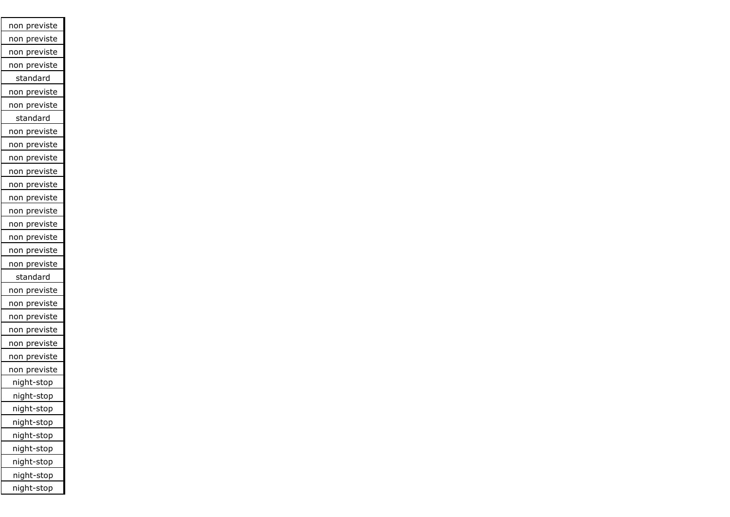| non previste |
|---|
| non previste |
| non previste |
| non previste |
| standard |
| non previste |
| non previste |
| standard |
| non previste |
| non previste |
| non previste |
| non previste |
| non previste |
| non previste |
| non previste |
| non previste |
| non previste |
| non previste |
| non previste |
| standard |
| non previste |
| non previste |
| non previste |
| non previste |
| non previste |
| non previste |
| non previste |
| night-stop |
| night-stop |
| night-stop |
| night-stop |
| night-stop |
| night-stop |
| night-stop |
| night-stop |
| night-stop |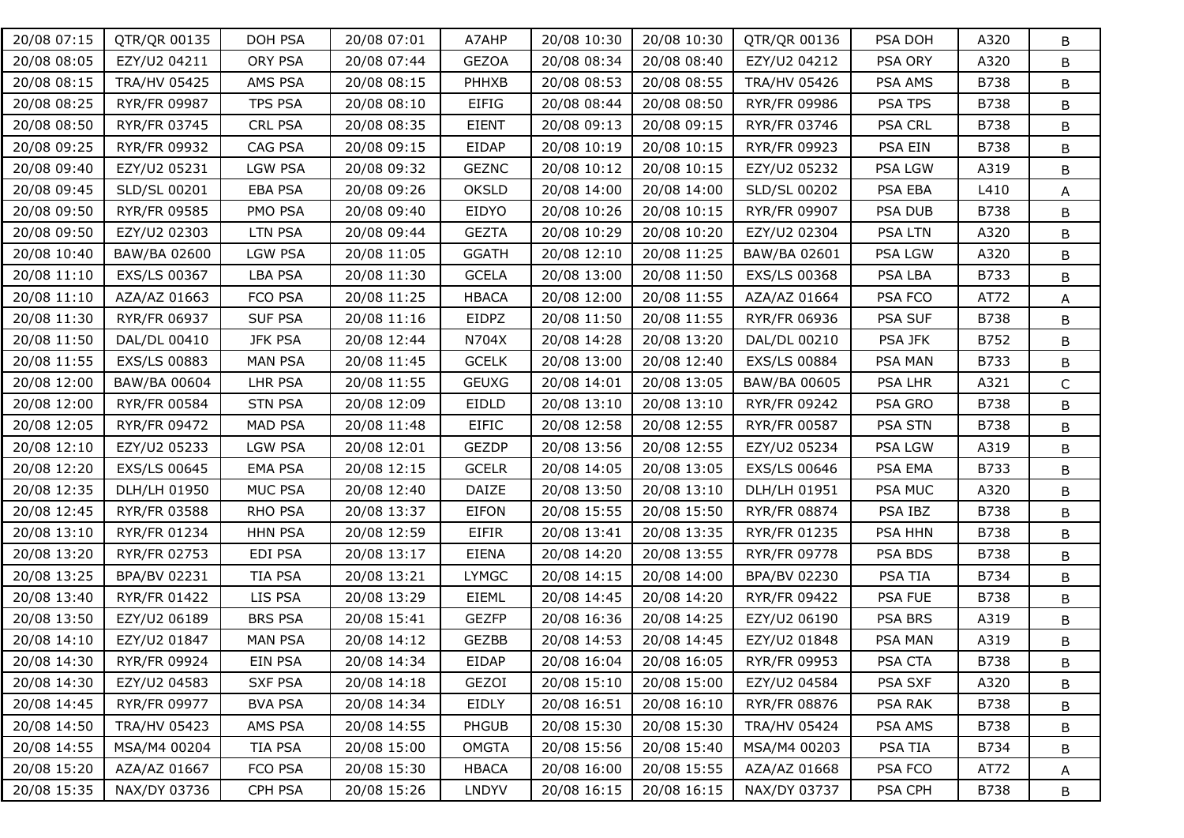| | | | | | | | | | | |
|---|---|---|---|---|---|---|---|---|---|---|
| 20/08 07:15 | QTR/QR 00135 | DOH PSA | 20/08 07:01 | A7AHP | 20/08 10:30 | 20/08 10:30 | QTR/QR 00136 | PSA DOH | A320 | B |
| 20/08 08:05 | EZY/U2 04211 | ORY PSA | 20/08 07:44 | GEZOA | 20/08 08:34 | 20/08 08:40 | EZY/U2 04212 | PSA ORY | A320 | B |
| 20/08 08:15 | TRA/HV 05425 | AMS PSA | 20/08 08:15 | PHHXB | 20/08 08:53 | 20/08 08:55 | TRA/HV 05426 | PSA AMS | B738 | B |
| 20/08 08:25 | RYR/FR 09987 | TPS PSA | 20/08 08:10 | EIFIG | 20/08 08:44 | 20/08 08:50 | RYR/FR 09986 | PSA TPS | B738 | B |
| 20/08 08:50 | RYR/FR 03745 | CRL PSA | 20/08 08:35 | EIENT | 20/08 09:13 | 20/08 09:15 | RYR/FR 03746 | PSA CRL | B738 | B |
| 20/08 09:25 | RYR/FR 09932 | CAG PSA | 20/08 09:15 | EIDAP | 20/08 10:19 | 20/08 10:15 | RYR/FR 09923 | PSA EIN | B738 | B |
| 20/08 09:40 | EZY/U2 05231 | LGW PSA | 20/08 09:32 | GEZNC | 20/08 10:12 | 20/08 10:15 | EZY/U2 05232 | PSA LGW | A319 | B |
| 20/08 09:45 | SLD/SL 00201 | EBA PSA | 20/08 09:26 | OKSLD | 20/08 14:00 | 20/08 14:00 | SLD/SL 00202 | PSA EBA | L410 | A |
| 20/08 09:50 | RYR/FR 09585 | PMO PSA | 20/08 09:40 | EIDYO | 20/08 10:26 | 20/08 10:15 | RYR/FR 09907 | PSA DUB | B738 | B |
| 20/08 09:50 | EZY/U2 02303 | LTN PSA | 20/08 09:44 | GEZTA | 20/08 10:29 | 20/08 10:20 | EZY/U2 02304 | PSA LTN | A320 | B |
| 20/08 10:40 | BAW/BA 02600 | LGW PSA | 20/08 11:05 | GGATH | 20/08 12:10 | 20/08 11:25 | BAW/BA 02601 | PSA LGW | A320 | B |
| 20/08 11:10 | EXS/LS 00367 | LBA PSA | 20/08 11:30 | GCELA | 20/08 13:00 | 20/08 11:50 | EXS/LS 00368 | PSA LBA | B733 | B |
| 20/08 11:10 | AZA/AZ 01663 | FCO PSA | 20/08 11:25 | HBACA | 20/08 12:00 | 20/08 11:55 | AZA/AZ 01664 | PSA FCO | AT72 | A |
| 20/08 11:30 | RYR/FR 06937 | SUF PSA | 20/08 11:16 | EIDPZ | 20/08 11:50 | 20/08 11:55 | RYR/FR 06936 | PSA SUF | B738 | B |
| 20/08 11:50 | DAL/DL 00410 | JFK PSA | 20/08 12:44 | N704X | 20/08 14:28 | 20/08 13:20 | DAL/DL 00210 | PSA JFK | B752 | B |
| 20/08 11:55 | EXS/LS 00883 | MAN PSA | 20/08 11:45 | GCELK | 20/08 13:00 | 20/08 12:40 | EXS/LS 00884 | PSA MAN | B733 | B |
| 20/08 12:00 | BAW/BA 00604 | LHR PSA | 20/08 11:55 | GEUXG | 20/08 14:01 | 20/08 13:05 | BAW/BA 00605 | PSA LHR | A321 | C |
| 20/08 12:00 | RYR/FR 00584 | STN PSA | 20/08 12:09 | EIDLD | 20/08 13:10 | 20/08 13:10 | RYR/FR 09242 | PSA GRO | B738 | B |
| 20/08 12:05 | RYR/FR 09472 | MAD PSA | 20/08 11:48 | EIFIC | 20/08 12:58 | 20/08 12:55 | RYR/FR 00587 | PSA STN | B738 | B |
| 20/08 12:10 | EZY/U2 05233 | LGW PSA | 20/08 12:01 | GEZDP | 20/08 13:56 | 20/08 12:55 | EZY/U2 05234 | PSA LGW | A319 | B |
| 20/08 12:20 | EXS/LS 00645 | EMA PSA | 20/08 12:15 | GCELR | 20/08 14:05 | 20/08 13:05 | EXS/LS 00646 | PSA EMA | B733 | B |
| 20/08 12:35 | DLH/LH 01950 | MUC PSA | 20/08 12:40 | DAIZE | 20/08 13:50 | 20/08 13:10 | DLH/LH 01951 | PSA MUC | A320 | B |
| 20/08 12:45 | RYR/FR 03588 | RHO PSA | 20/08 13:37 | EIFON | 20/08 15:55 | 20/08 15:50 | RYR/FR 08874 | PSA IBZ | B738 | B |
| 20/08 13:10 | RYR/FR 01234 | HHN PSA | 20/08 12:59 | EIFIR | 20/08 13:41 | 20/08 13:35 | RYR/FR 01235 | PSA HHN | B738 | B |
| 20/08 13:20 | RYR/FR 02753 | EDI PSA | 20/08 13:17 | EIENA | 20/08 14:20 | 20/08 13:55 | RYR/FR 09778 | PSA BDS | B738 | B |
| 20/08 13:25 | BPA/BV 02231 | TIA PSA | 20/08 13:21 | LYMGC | 20/08 14:15 | 20/08 14:00 | BPA/BV 02230 | PSA TIA | B734 | B |
| 20/08 13:40 | RYR/FR 01422 | LIS PSA | 20/08 13:29 | EIEML | 20/08 14:45 | 20/08 14:20 | RYR/FR 09422 | PSA FUE | B738 | B |
| 20/08 13:50 | EZY/U2 06189 | BRS PSA | 20/08 15:41 | GEZFP | 20/08 16:36 | 20/08 14:25 | EZY/U2 06190 | PSA BRS | A319 | B |
| 20/08 14:10 | EZY/U2 01847 | MAN PSA | 20/08 14:12 | GEZBB | 20/08 14:53 | 20/08 14:45 | EZY/U2 01848 | PSA MAN | A319 | B |
| 20/08 14:30 | RYR/FR 09924 | EIN PSA | 20/08 14:34 | EIDAP | 20/08 16:04 | 20/08 16:05 | RYR/FR 09953 | PSA CTA | B738 | B |
| 20/08 14:30 | EZY/U2 04583 | SXF PSA | 20/08 14:18 | GEZOI | 20/08 15:10 | 20/08 15:00 | EZY/U2 04584 | PSA SXF | A320 | B |
| 20/08 14:45 | RYR/FR 09977 | BVA PSA | 20/08 14:34 | EIDLY | 20/08 16:51 | 20/08 16:10 | RYR/FR 08876 | PSA RAK | B738 | B |
| 20/08 14:50 | TRA/HV 05423 | AMS PSA | 20/08 14:55 | PHGUB | 20/08 15:30 | 20/08 15:30 | TRA/HV 05424 | PSA AMS | B738 | B |
| 20/08 14:55 | MSA/M4 00204 | TIA PSA | 20/08 15:00 | OMGTA | 20/08 15:56 | 20/08 15:40 | MSA/M4 00203 | PSA TIA | B734 | B |
| 20/08 15:20 | AZA/AZ 01667 | FCO PSA | 20/08 15:30 | HBACA | 20/08 16:00 | 20/08 15:55 | AZA/AZ 01668 | PSA FCO | AT72 | A |
| 20/08 15:35 | NAX/DY 03736 | CPH PSA | 20/08 15:26 | LNDYV | 20/08 16:15 | 20/08 16:15 | NAX/DY 03737 | PSA CPH | B738 | B |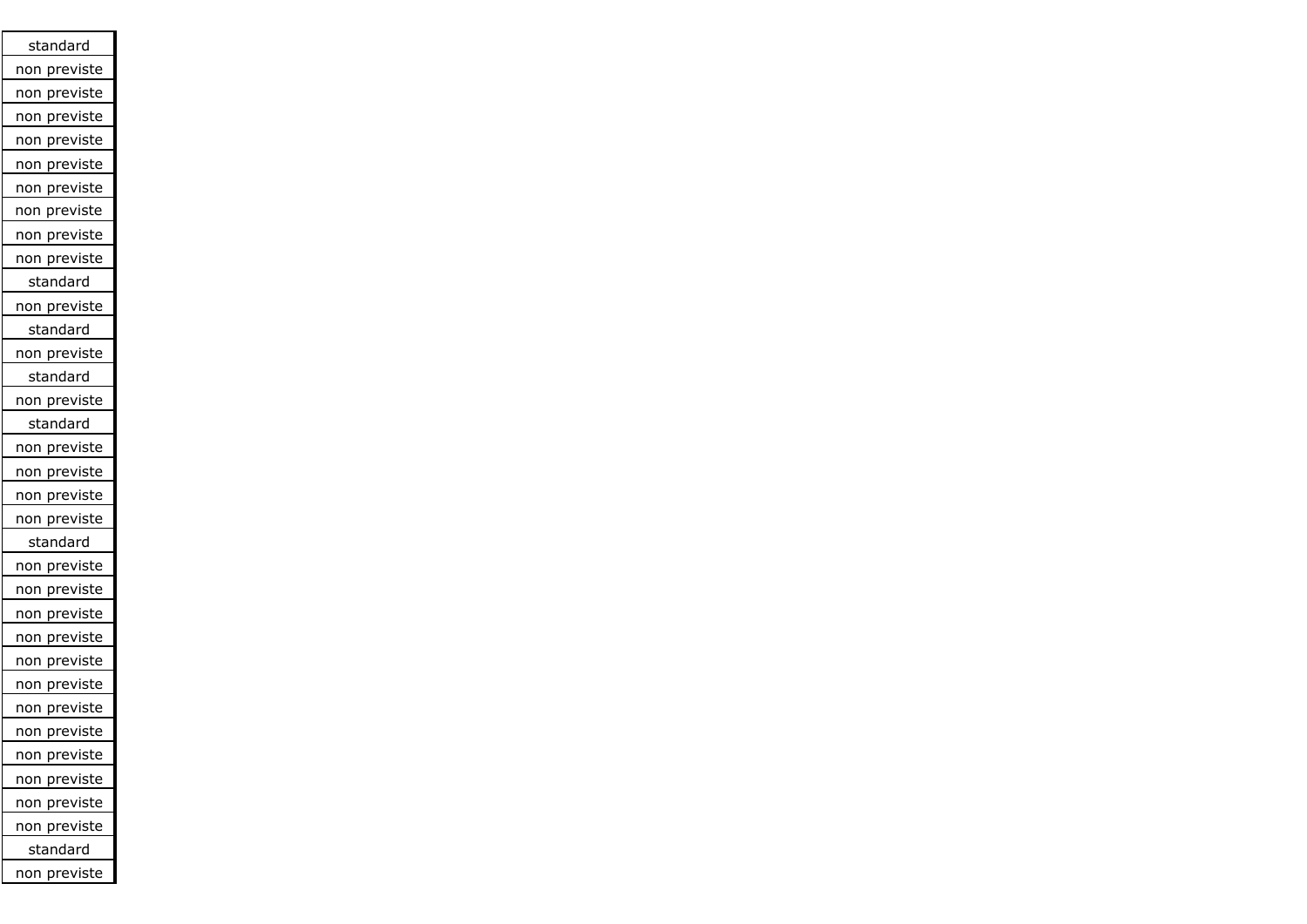| standard |
| --- |
| non previste |
| non previste |
| non previste |
| non previste |
| non previste |
| non previste |
| non previste |
| non previste |
| non previste |
| standard |
| non previste |
| standard |
| non previste |
| standard |
| non previste |
| standard |
| non previste |
| non previste |
| non previste |
| non previste |
| standard |
| non previste |
| non previste |
| non previste |
| non previste |
| non previste |
| non previste |
| non previste |
| non previste |
| non previste |
| non previste |
| non previste |
| non previste |
| standard |
| non previste |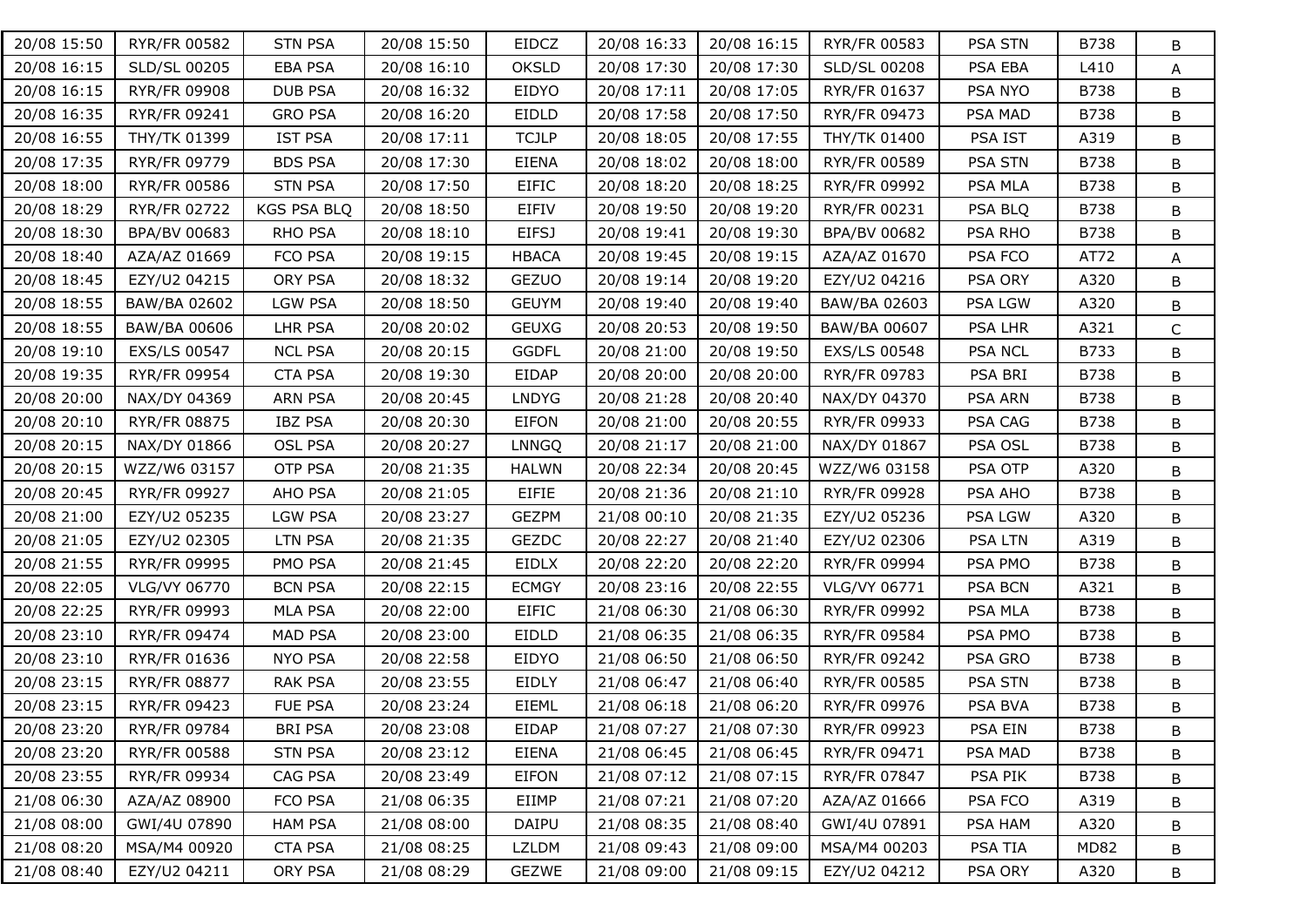| 20/08 15:50 | RYR/FR 00582 | STN PSA | 20/08 15:50 | EIDCZ | 20/08 16:33 | 20/08 16:15 | RYR/FR 00583 | PSA STN | B738 | B |
|---|---|---|---|---|---|---|---|---|---|---|
| 20/08 16:15 | SLD/SL 00205 | EBA PSA | 20/08 16:10 | OKSLD | 20/08 17:30 | 20/08 17:30 | SLD/SL 00208 | PSA EBA | L410 | A |
| 20/08 16:15 | RYR/FR 09908 | DUB PSA | 20/08 16:32 | EIDYO | 20/08 17:11 | 20/08 17:05 | RYR/FR 01637 | PSA NYO | B738 | B |
| 20/08 16:35 | RYR/FR 09241 | GRO PSA | 20/08 16:20 | EIDLD | 20/08 17:58 | 20/08 17:50 | RYR/FR 09473 | PSA MAD | B738 | B |
| 20/08 16:55 | THY/TK 01399 | IST PSA | 20/08 17:11 | TCJLP | 20/08 18:05 | 20/08 17:55 | THY/TK 01400 | PSA IST | A319 | B |
| 20/08 17:35 | RYR/FR 09779 | BDS PSA | 20/08 17:30 | EIENA | 20/08 18:02 | 20/08 18:00 | RYR/FR 00589 | PSA STN | B738 | B |
| 20/08 18:00 | RYR/FR 00586 | STN PSA | 20/08 17:50 | EIFIC | 20/08 18:20 | 20/08 18:25 | RYR/FR 09992 | PSA MLA | B738 | B |
| 20/08 18:29 | RYR/FR 02722 | KGS PSA BLQ | 20/08 18:50 | EIFIV | 20/08 19:50 | 20/08 19:20 | RYR/FR 00231 | PSA BLQ | B738 | B |
| 20/08 18:30 | BPA/BV 00683 | RHO PSA | 20/08 18:10 | EIFSJ | 20/08 19:41 | 20/08 19:30 | BPA/BV 00682 | PSA RHO | B738 | B |
| 20/08 18:40 | AZA/AZ 01669 | FCO PSA | 20/08 19:15 | HBACA | 20/08 19:45 | 20/08 19:15 | AZA/AZ 01670 | PSA FCO | AT72 | A |
| 20/08 18:45 | EZY/U2 04215 | ORY PSA | 20/08 18:32 | GEZUO | 20/08 19:14 | 20/08 19:20 | EZY/U2 04216 | PSA ORY | A320 | B |
| 20/08 18:55 | BAW/BA 02602 | LGW PSA | 20/08 18:50 | GEUYM | 20/08 19:40 | 20/08 19:40 | BAW/BA 02603 | PSA LGW | A320 | B |
| 20/08 18:55 | BAW/BA 00606 | LHR PSA | 20/08 20:02 | GEUXG | 20/08 20:53 | 20/08 19:50 | BAW/BA 00607 | PSA LHR | A321 | C |
| 20/08 19:10 | EXS/LS 00547 | NCL PSA | 20/08 20:15 | GGDFL | 20/08 21:00 | 20/08 19:50 | EXS/LS 00548 | PSA NCL | B733 | B |
| 20/08 19:35 | RYR/FR 09954 | CTA PSA | 20/08 19:30 | EIDAP | 20/08 20:00 | 20/08 20:00 | RYR/FR 09783 | PSA BRI | B738 | B |
| 20/08 20:00 | NAX/DY 04369 | ARN PSA | 20/08 20:45 | LNDYG | 20/08 21:28 | 20/08 20:40 | NAX/DY 04370 | PSA ARN | B738 | B |
| 20/08 20:10 | RYR/FR 08875 | IBZ PSA | 20/08 20:30 | EIFON | 20/08 21:00 | 20/08 20:55 | RYR/FR 09933 | PSA CAG | B738 | B |
| 20/08 20:15 | NAX/DY 01866 | OSL PSA | 20/08 20:27 | LNNGQ | 20/08 21:17 | 20/08 21:00 | NAX/DY 01867 | PSA OSL | B738 | B |
| 20/08 20:15 | WZZ/W6 03157 | OTP PSA | 20/08 21:35 | HALWN | 20/08 22:34 | 20/08 20:45 | WZZ/W6 03158 | PSA OTP | A320 | B |
| 20/08 20:45 | RYR/FR 09927 | AHO PSA | 20/08 21:05 | EIFIE | 20/08 21:36 | 20/08 21:10 | RYR/FR 09928 | PSA AHO | B738 | B |
| 20/08 21:00 | EZY/U2 05235 | LGW PSA | 20/08 23:27 | GEZPM | 21/08 00:10 | 20/08 21:35 | EZY/U2 05236 | PSA LGW | A320 | B |
| 20/08 21:05 | EZY/U2 02305 | LTN PSA | 20/08 21:35 | GEZDC | 20/08 22:27 | 20/08 21:40 | EZY/U2 02306 | PSA LTN | A319 | B |
| 20/08 21:55 | RYR/FR 09995 | PMO PSA | 20/08 21:45 | EIDLX | 20/08 22:20 | 20/08 22:20 | RYR/FR 09994 | PSA PMO | B738 | B |
| 20/08 22:05 | VLG/VY 06770 | BCN PSA | 20/08 22:15 | ECMGY | 20/08 23:16 | 20/08 22:55 | VLG/VY 06771 | PSA BCN | A321 | B |
| 20/08 22:25 | RYR/FR 09993 | MLA PSA | 20/08 22:00 | EIFIC | 21/08 06:30 | 21/08 06:30 | RYR/FR 09992 | PSA MLA | B738 | B |
| 20/08 23:10 | RYR/FR 09474 | MAD PSA | 20/08 23:00 | EIDLD | 21/08 06:35 | 21/08 06:35 | RYR/FR 09584 | PSA PMO | B738 | B |
| 20/08 23:10 | RYR/FR 01636 | NYO PSA | 20/08 22:58 | EIDYO | 21/08 06:50 | 21/08 06:50 | RYR/FR 09242 | PSA GRO | B738 | B |
| 20/08 23:15 | RYR/FR 08877 | RAK PSA | 20/08 23:55 | EIDLY | 21/08 06:47 | 21/08 06:40 | RYR/FR 00585 | PSA STN | B738 | B |
| 20/08 23:15 | RYR/FR 09423 | FUE PSA | 20/08 23:24 | EIEML | 21/08 06:18 | 21/08 06:20 | RYR/FR 09976 | PSA BVA | B738 | B |
| 20/08 23:20 | RYR/FR 09784 | BRI PSA | 20/08 23:08 | EIDAP | 21/08 07:27 | 21/08 07:30 | RYR/FR 09923 | PSA EIN | B738 | B |
| 20/08 23:20 | RYR/FR 00588 | STN PSA | 20/08 23:12 | EIENA | 21/08 06:45 | 21/08 06:45 | RYR/FR 09471 | PSA MAD | B738 | B |
| 20/08 23:55 | RYR/FR 09934 | CAG PSA | 20/08 23:49 | EIFON | 21/08 07:12 | 21/08 07:15 | RYR/FR 07847 | PSA PIK | B738 | B |
| 21/08 06:30 | AZA/AZ 08900 | FCO PSA | 21/08 06:35 | EIIMP | 21/08 07:21 | 21/08 07:20 | AZA/AZ 01666 | PSA FCO | A319 | B |
| 21/08 08:00 | GWI/4U 07890 | HAM PSA | 21/08 08:00 | DAIPU | 21/08 08:35 | 21/08 08:40 | GWI/4U 07891 | PSA HAM | A320 | B |
| 21/08 08:20 | MSA/M4 00920 | CTA PSA | 21/08 08:25 | LZLDM | 21/08 09:43 | 21/08 09:00 | MSA/M4 00203 | PSA TIA | MD82 | B |
| 21/08 08:40 | EZY/U2 04211 | ORY PSA | 21/08 08:29 | GEZWE | 21/08 09:00 | 21/08 09:15 | EZY/U2 04212 | PSA ORY | A320 | B |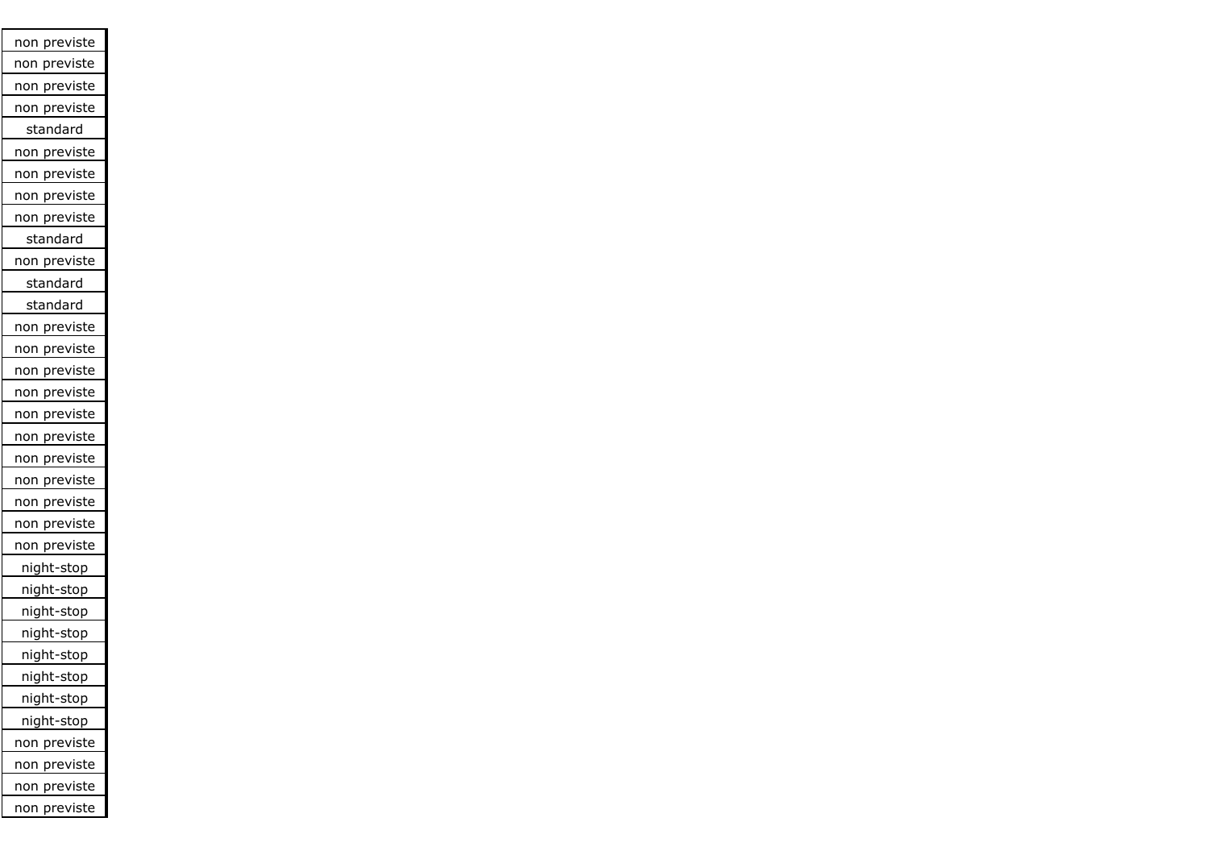| non previste |
|---|
| non previste |
| non previste |
| non previste |
| standard |
| non previste |
| non previste |
| non previste |
| non previste |
| standard |
| non previste |
| standard |
| standard |
| non previste |
| non previste |
| non previste |
| non previste |
| non previste |
| non previste |
| non previste |
| non previste |
| non previste |
| non previste |
| non previste |
| night-stop |
| night-stop |
| night-stop |
| night-stop |
| night-stop |
| night-stop |
| night-stop |
| night-stop |
| non previste |
| non previste |
| non previste |
| non previste |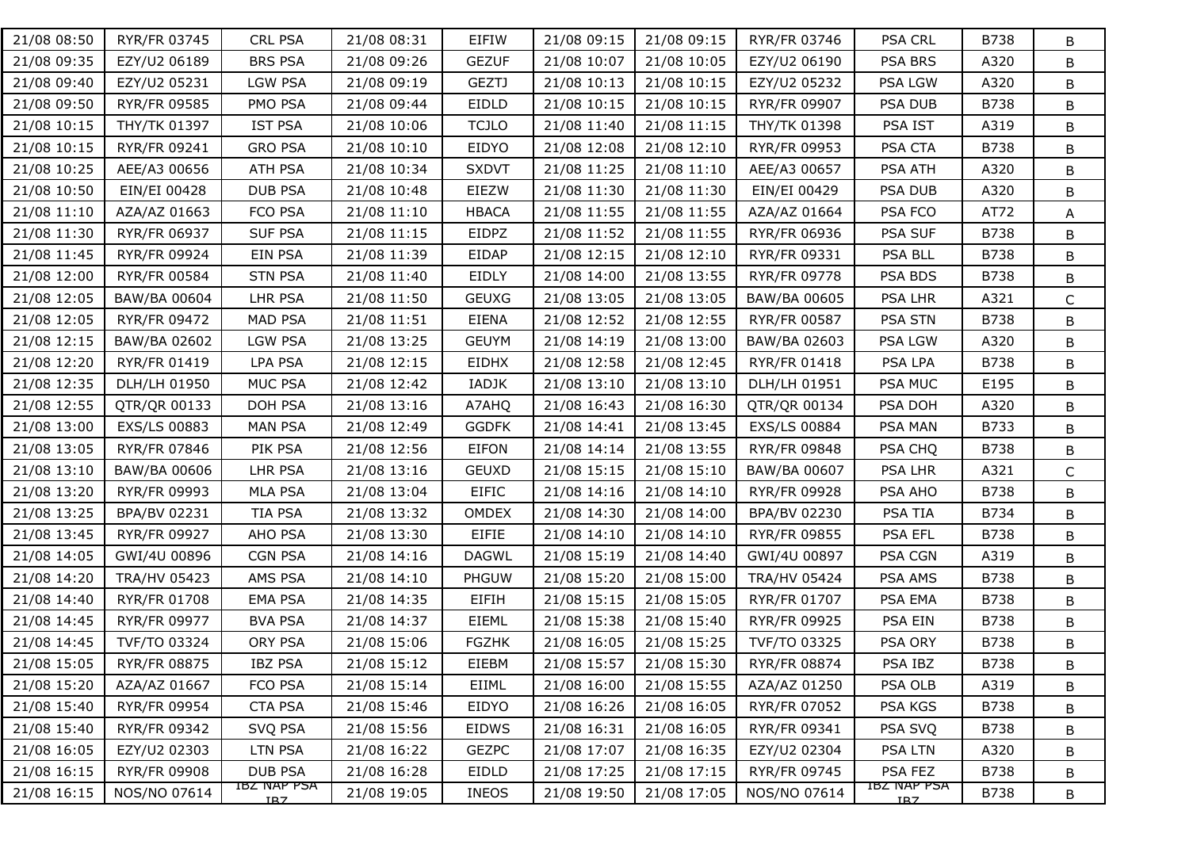| | | | | | | | | | | |
|---|---|---|---|---|---|---|---|---|---|---|
| 21/08 08:50 | RYR/FR 03745 | CRL PSA | 21/08 08:31 | EIFIW | 21/08 09:15 | 21/08 09:15 | RYR/FR 03746 | PSA CRL | B738 | B |
| 21/08 09:35 | EZY/U2 06189 | BRS PSA | 21/08 09:26 | GEZUF | 21/08 10:07 | 21/08 10:05 | EZY/U2 06190 | PSA BRS | A320 | B |
| 21/08 09:40 | EZY/U2 05231 | LGW PSA | 21/08 09:19 | GEZTJ | 21/08 10:13 | 21/08 10:15 | EZY/U2 05232 | PSA LGW | A320 | B |
| 21/08 09:50 | RYR/FR 09585 | PMO PSA | 21/08 09:44 | EIDLD | 21/08 10:15 | 21/08 10:15 | RYR/FR 09907 | PSA DUB | B738 | B |
| 21/08 10:15 | THY/TK 01397 | IST PSA | 21/08 10:06 | TCJLO | 21/08 11:40 | 21/08 11:15 | THY/TK 01398 | PSA IST | A319 | B |
| 21/08 10:15 | RYR/FR 09241 | GRO PSA | 21/08 10:10 | EIDYO | 21/08 12:08 | 21/08 12:10 | RYR/FR 09953 | PSA CTA | B738 | B |
| 21/08 10:25 | AEE/A3 00656 | ATH PSA | 21/08 10:34 | SXDVT | 21/08 11:25 | 21/08 11:10 | AEE/A3 00657 | PSA ATH | A320 | B |
| 21/08 10:50 | EIN/EI 00428 | DUB PSA | 21/08 10:48 | EIEZW | 21/08 11:30 | 21/08 11:30 | EIN/EI 00429 | PSA DUB | A320 | B |
| 21/08 11:10 | AZA/AZ 01663 | FCO PSA | 21/08 11:10 | HBACA | 21/08 11:55 | 21/08 11:55 | AZA/AZ 01664 | PSA FCO | AT72 | A |
| 21/08 11:30 | RYR/FR 06937 | SUF PSA | 21/08 11:15 | EIDPZ | 21/08 11:52 | 21/08 11:55 | RYR/FR 06936 | PSA SUF | B738 | B |
| 21/08 11:45 | RYR/FR 09924 | EIN PSA | 21/08 11:39 | EIDAP | 21/08 12:15 | 21/08 12:10 | RYR/FR 09331 | PSA BLL | B738 | B |
| 21/08 12:00 | RYR/FR 00584 | STN PSA | 21/08 11:40 | EIDLY | 21/08 14:00 | 21/08 13:55 | RYR/FR 09778 | PSA BDS | B738 | B |
| 21/08 12:05 | BAW/BA 00604 | LHR PSA | 21/08 11:50 | GEUXG | 21/08 13:05 | 21/08 13:05 | BAW/BA 00605 | PSA LHR | A321 | C |
| 21/08 12:05 | RYR/FR 09472 | MAD PSA | 21/08 11:51 | EIENA | 21/08 12:52 | 21/08 12:55 | RYR/FR 00587 | PSA STN | B738 | B |
| 21/08 12:15 | BAW/BA 02602 | LGW PSA | 21/08 13:25 | GEUYM | 21/08 14:19 | 21/08 13:00 | BAW/BA 02603 | PSA LGW | A320 | B |
| 21/08 12:20 | RYR/FR 01419 | LPA PSA | 21/08 12:15 | EIDHX | 21/08 12:58 | 21/08 12:45 | RYR/FR 01418 | PSA LPA | B738 | B |
| 21/08 12:35 | DLH/LH 01950 | MUC PSA | 21/08 12:42 | IADJK | 21/08 13:10 | 21/08 13:10 | DLH/LH 01951 | PSA MUC | E195 | B |
| 21/08 12:55 | QTR/QR 00133 | DOH PSA | 21/08 13:16 | A7AHQ | 21/08 16:43 | 21/08 16:30 | QTR/QR 00134 | PSA DOH | A320 | B |
| 21/08 13:00 | EXS/LS 00883 | MAN PSA | 21/08 12:49 | GGDFK | 21/08 14:41 | 21/08 13:45 | EXS/LS 00884 | PSA MAN | B733 | B |
| 21/08 13:05 | RYR/FR 07846 | PIK PSA | 21/08 12:56 | EIFON | 21/08 14:14 | 21/08 13:55 | RYR/FR 09848 | PSA CHQ | B738 | B |
| 21/08 13:10 | BAW/BA 00606 | LHR PSA | 21/08 13:16 | GEUXD | 21/08 15:15 | 21/08 15:10 | BAW/BA 00607 | PSA LHR | A321 | C |
| 21/08 13:20 | RYR/FR 09993 | MLA PSA | 21/08 13:04 | EIFIC | 21/08 14:16 | 21/08 14:10 | RYR/FR 09928 | PSA AHO | B738 | B |
| 21/08 13:25 | BPA/BV 02231 | TIA PSA | 21/08 13:32 | OMDEX | 21/08 14:30 | 21/08 14:00 | BPA/BV 02230 | PSA TIA | B734 | B |
| 21/08 13:45 | RYR/FR 09927 | AHO PSA | 21/08 13:30 | EIFIE | 21/08 14:10 | 21/08 14:10 | RYR/FR 09855 | PSA EFL | B738 | B |
| 21/08 14:05 | GWI/4U 00896 | CGN PSA | 21/08 14:16 | DAGWL | 21/08 15:19 | 21/08 14:40 | GWI/4U 00897 | PSA CGN | A319 | B |
| 21/08 14:20 | TRA/HV 05423 | AMS PSA | 21/08 14:10 | PHGUW | 21/08 15:20 | 21/08 15:00 | TRA/HV 05424 | PSA AMS | B738 | B |
| 21/08 14:40 | RYR/FR 01708 | EMA PSA | 21/08 14:35 | EIFIH | 21/08 15:15 | 21/08 15:05 | RYR/FR 01707 | PSA EMA | B738 | B |
| 21/08 14:45 | RYR/FR 09977 | BVA PSA | 21/08 14:37 | EIEML | 21/08 15:38 | 21/08 15:40 | RYR/FR 09925 | PSA EIN | B738 | B |
| 21/08 14:45 | TVF/TO 03324 | ORY PSA | 21/08 15:06 | FGZHK | 21/08 16:05 | 21/08 15:25 | TVF/TO 03325 | PSA ORY | B738 | B |
| 21/08 15:05 | RYR/FR 08875 | IBZ PSA | 21/08 15:12 | EIEBM | 21/08 15:57 | 21/08 15:30 | RYR/FR 08874 | PSA IBZ | B738 | B |
| 21/08 15:20 | AZA/AZ 01667 | FCO PSA | 21/08 15:14 | EIIML | 21/08 16:00 | 21/08 15:55 | AZA/AZ 01250 | PSA OLB | A319 | B |
| 21/08 15:40 | RYR/FR 09954 | CTA PSA | 21/08 15:46 | EIDYO | 21/08 16:26 | 21/08 16:05 | RYR/FR 07052 | PSA KGS | B738 | B |
| 21/08 15:40 | RYR/FR 09342 | SVQ PSA | 21/08 15:56 | EIDWS | 21/08 16:31 | 21/08 16:05 | RYR/FR 09341 | PSA SVQ | B738 | B |
| 21/08 16:05 | EZY/U2 02303 | LTN PSA | 21/08 16:22 | GEZPC | 21/08 17:07 | 21/08 16:35 | EZY/U2 02304 | PSA LTN | A320 | B |
| 21/08 16:15 | RYR/FR 09908 | DUB PSA | 21/08 16:28 | EIDLD | 21/08 17:25 | 21/08 17:15 | RYR/FR 09745 | PSA FEZ | B738 | B |
| 21/08 16:15 | NOS/NO 07614 | IBZ NAP PSA IBZ | 21/08 19:05 | INEOS | 21/08 19:50 | 21/08 17:05 | NOS/NO 07614 | IBZ NAP PSA IBZ | B738 | B |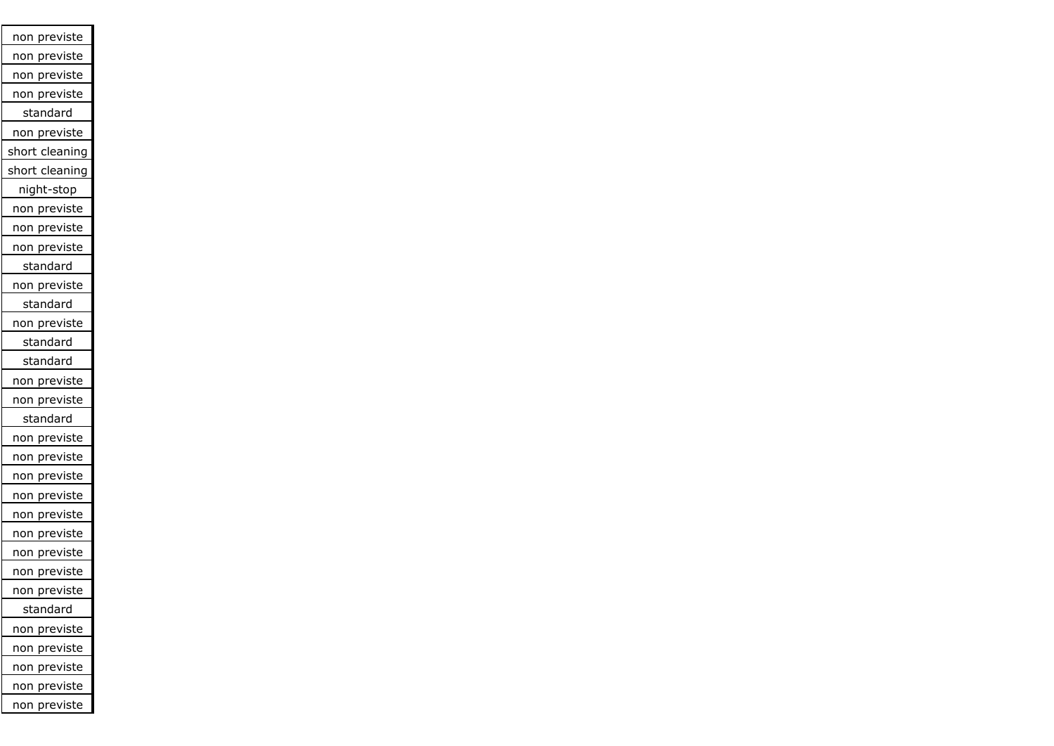| non previste |
|---|
| non previste |
| non previste |
| non previste |
| standard |
| non previste |
| short cleaning |
| short cleaning |
| night-stop |
| non previste |
| non previste |
| non previste |
| standard |
| non previste |
| standard |
| non previste |
| standard |
| standard |
| non previste |
| non previste |
| standard |
| non previste |
| non previste |
| non previste |
| non previste |
| non previste |
| non previste |
| non previste |
| non previste |
| non previste |
| standard |
| non previste |
| non previste |
| non previste |
| non previste |
| non previste |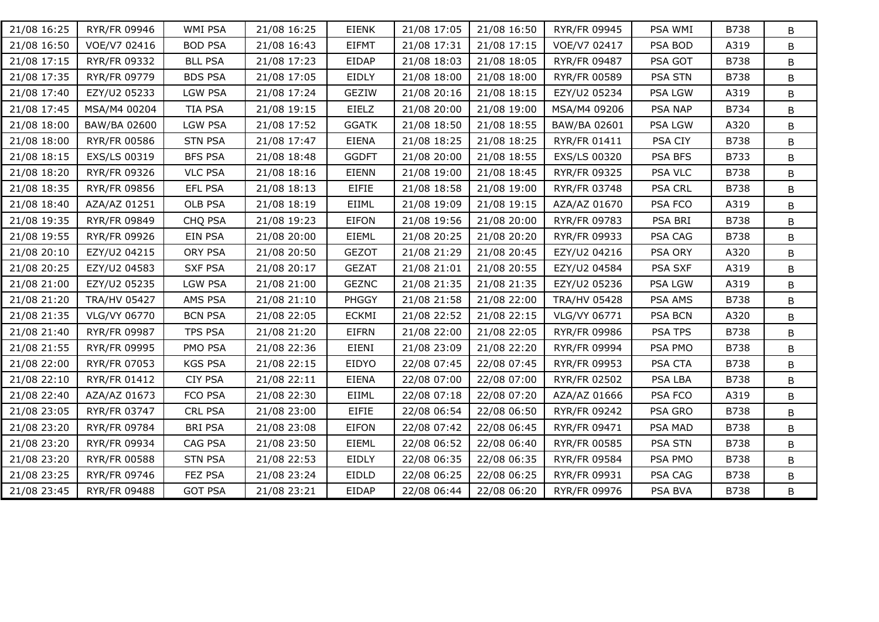| | | | | | | | | | | |
|---|---|---|---|---|---|---|---|---|---|---|
| 21/08 16:25 | RYR/FR 09946 | WMI PSA | 21/08 16:25 | EIENK | 21/08 17:05 | 21/08 16:50 | RYR/FR 09945 | PSA WMI | B738 | B |
| 21/08 16:50 | VOE/V7 02416 | BOD PSA | 21/08 16:43 | EIFMT | 21/08 17:31 | 21/08 17:15 | VOE/V7 02417 | PSA BOD | A319 | B |
| 21/08 17:15 | RYR/FR 09332 | BLL PSA | 21/08 17:23 | EIDAP | 21/08 18:03 | 21/08 18:05 | RYR/FR 09487 | PSA GOT | B738 | B |
| 21/08 17:35 | RYR/FR 09779 | BDS PSA | 21/08 17:05 | EIDLY | 21/08 18:00 | 21/08 18:00 | RYR/FR 00589 | PSA STN | B738 | B |
| 21/08 17:40 | EZY/U2 05233 | LGW PSA | 21/08 17:24 | GEZIW | 21/08 20:16 | 21/08 18:15 | EZY/U2 05234 | PSA LGW | A319 | B |
| 21/08 17:45 | MSA/M4 00204 | TIA PSA | 21/08 19:15 | EIELZ | 21/08 20:00 | 21/08 19:00 | MSA/M4 09206 | PSA NAP | B734 | B |
| 21/08 18:00 | BAW/BA 02600 | LGW PSA | 21/08 17:52 | GGATK | 21/08 18:50 | 21/08 18:55 | BAW/BA 02601 | PSA LGW | A320 | B |
| 21/08 18:00 | RYR/FR 00586 | STN PSA | 21/08 17:47 | EIENA | 21/08 18:25 | 21/08 18:25 | RYR/FR 01411 | PSA CIY | B738 | B |
| 21/08 18:15 | EXS/LS 00319 | BFS PSA | 21/08 18:48 | GGDFT | 21/08 20:00 | 21/08 18:55 | EXS/LS 00320 | PSA BFS | B733 | B |
| 21/08 18:20 | RYR/FR 09326 | VLC PSA | 21/08 18:16 | EIENN | 21/08 19:00 | 21/08 18:45 | RYR/FR 09325 | PSA VLC | B738 | B |
| 21/08 18:35 | RYR/FR 09856 | EFL PSA | 21/08 18:13 | EIFIE | 21/08 18:58 | 21/08 19:00 | RYR/FR 03748 | PSA CRL | B738 | B |
| 21/08 18:40 | AZA/AZ 01251 | OLB PSA | 21/08 18:19 | EIIML | 21/08 19:09 | 21/08 19:15 | AZA/AZ 01670 | PSA FCO | A319 | B |
| 21/08 19:35 | RYR/FR 09849 | CHQ PSA | 21/08 19:23 | EIFON | 21/08 19:56 | 21/08 20:00 | RYR/FR 09783 | PSA BRI | B738 | B |
| 21/08 19:55 | RYR/FR 09926 | EIN PSA | 21/08 20:00 | EIEML | 21/08 20:25 | 21/08 20:20 | RYR/FR 09933 | PSA CAG | B738 | B |
| 21/08 20:10 | EZY/U2 04215 | ORY PSA | 21/08 20:50 | GEZOT | 21/08 21:29 | 21/08 20:45 | EZY/U2 04216 | PSA ORY | A320 | B |
| 21/08 20:25 | EZY/U2 04583 | SXF PSA | 21/08 20:17 | GEZAT | 21/08 21:01 | 21/08 20:55 | EZY/U2 04584 | PSA SXF | A319 | B |
| 21/08 21:00 | EZY/U2 05235 | LGW PSA | 21/08 21:00 | GEZNC | 21/08 21:35 | 21/08 21:35 | EZY/U2 05236 | PSA LGW | A319 | B |
| 21/08 21:20 | TRA/HV 05427 | AMS PSA | 21/08 21:10 | PHGGY | 21/08 21:58 | 21/08 22:00 | TRA/HV 05428 | PSA AMS | B738 | B |
| 21/08 21:35 | VLG/VY 06770 | BCN PSA | 21/08 22:05 | ECKMI | 21/08 22:52 | 21/08 22:15 | VLG/VY 06771 | PSA BCN | A320 | B |
| 21/08 21:40 | RYR/FR 09987 | TPS PSA | 21/08 21:20 | EIFRN | 21/08 22:00 | 21/08 22:05 | RYR/FR 09986 | PSA TPS | B738 | B |
| 21/08 21:55 | RYR/FR 09995 | PMO PSA | 21/08 22:36 | EIENI | 21/08 23:09 | 21/08 22:20 | RYR/FR 09994 | PSA PMO | B738 | B |
| 21/08 22:00 | RYR/FR 07053 | KGS PSA | 21/08 22:15 | EIDYO | 22/08 07:45 | 22/08 07:45 | RYR/FR 09953 | PSA CTA | B738 | B |
| 21/08 22:10 | RYR/FR 01412 | CIY PSA | 21/08 22:11 | EIENA | 22/08 07:00 | 22/08 07:00 | RYR/FR 02502 | PSA LBA | B738 | B |
| 21/08 22:40 | AZA/AZ 01673 | FCO PSA | 21/08 22:30 | EIIML | 22/08 07:18 | 22/08 07:20 | AZA/AZ 01666 | PSA FCO | A319 | B |
| 21/08 23:05 | RYR/FR 03747 | CRL PSA | 21/08 23:00 | EIFIE | 22/08 06:54 | 22/08 06:50 | RYR/FR 09242 | PSA GRO | B738 | B |
| 21/08 23:20 | RYR/FR 09784 | BRI PSA | 21/08 23:08 | EIFON | 22/08 07:42 | 22/08 06:45 | RYR/FR 09471 | PSA MAD | B738 | B |
| 21/08 23:20 | RYR/FR 09934 | CAG PSA | 21/08 23:50 | EIEML | 22/08 06:52 | 22/08 06:40 | RYR/FR 00585 | PSA STN | B738 | B |
| 21/08 23:20 | RYR/FR 00588 | STN PSA | 21/08 22:53 | EIDLY | 22/08 06:35 | 22/08 06:35 | RYR/FR 09584 | PSA PMO | B738 | B |
| 21/08 23:25 | RYR/FR 09746 | FEZ PSA | 21/08 23:24 | EIDLD | 22/08 06:25 | 22/08 06:25 | RYR/FR 09931 | PSA CAG | B738 | B |
| 21/08 23:45 | RYR/FR 09488 | GOT PSA | 21/08 23:21 | EIDAP | 22/08 06:44 | 22/08 06:20 | RYR/FR 09976 | PSA BVA | B738 | B |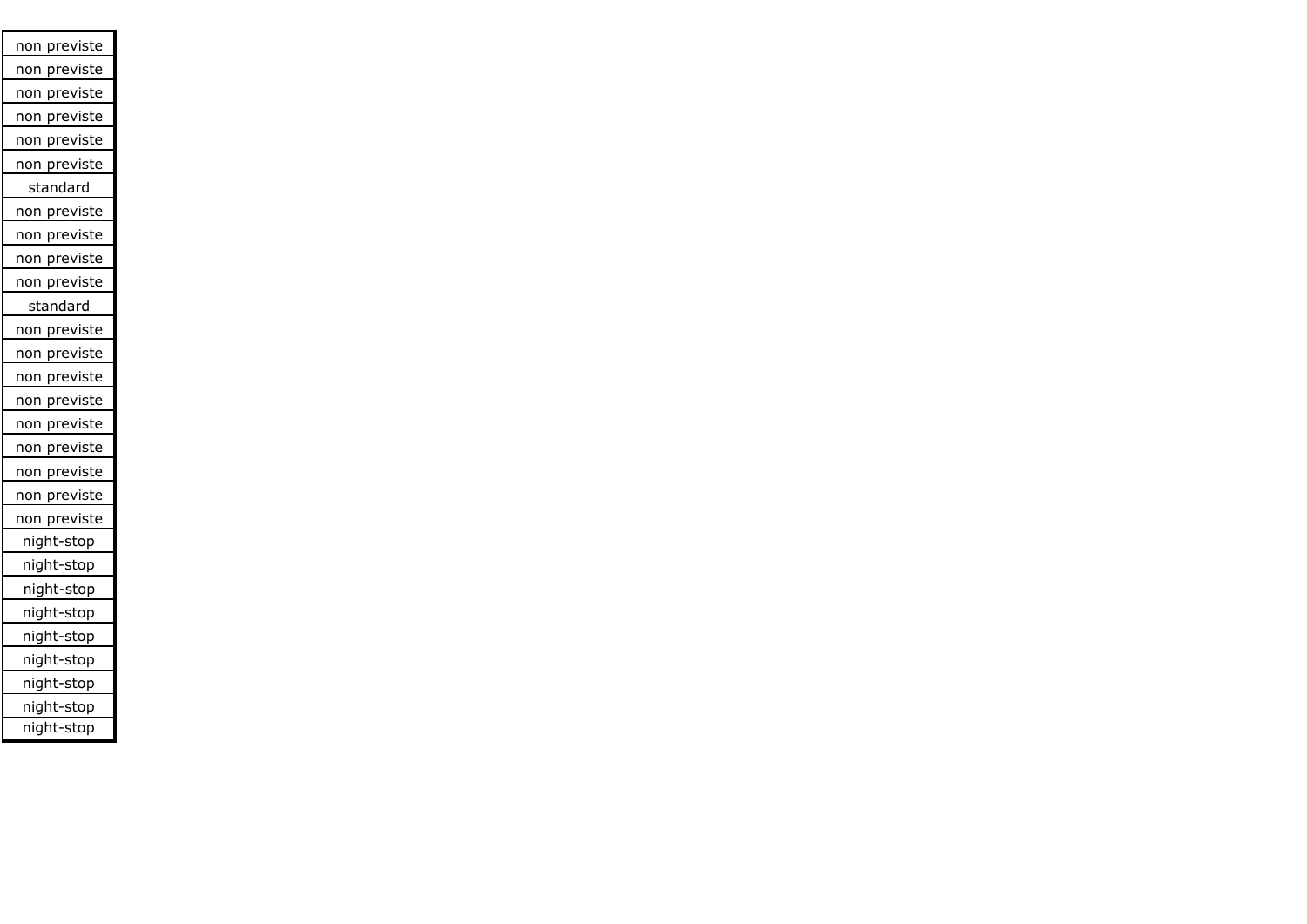| |
|---|
| non previste |
| non previste |
| non previste |
| non previste |
| non previste |
| non previste |
| standard |
| non previste |
| non previste |
| non previste |
| non previste |
| standard |
| non previste |
| non previste |
| non previste |
| non previste |
| non previste |
| non previste |
| non previste |
| non previste |
| non previste |
| night-stop |
| night-stop |
| night-stop |
| night-stop |
| night-stop |
| night-stop |
| night-stop |
| night-stop |
| night-stop |